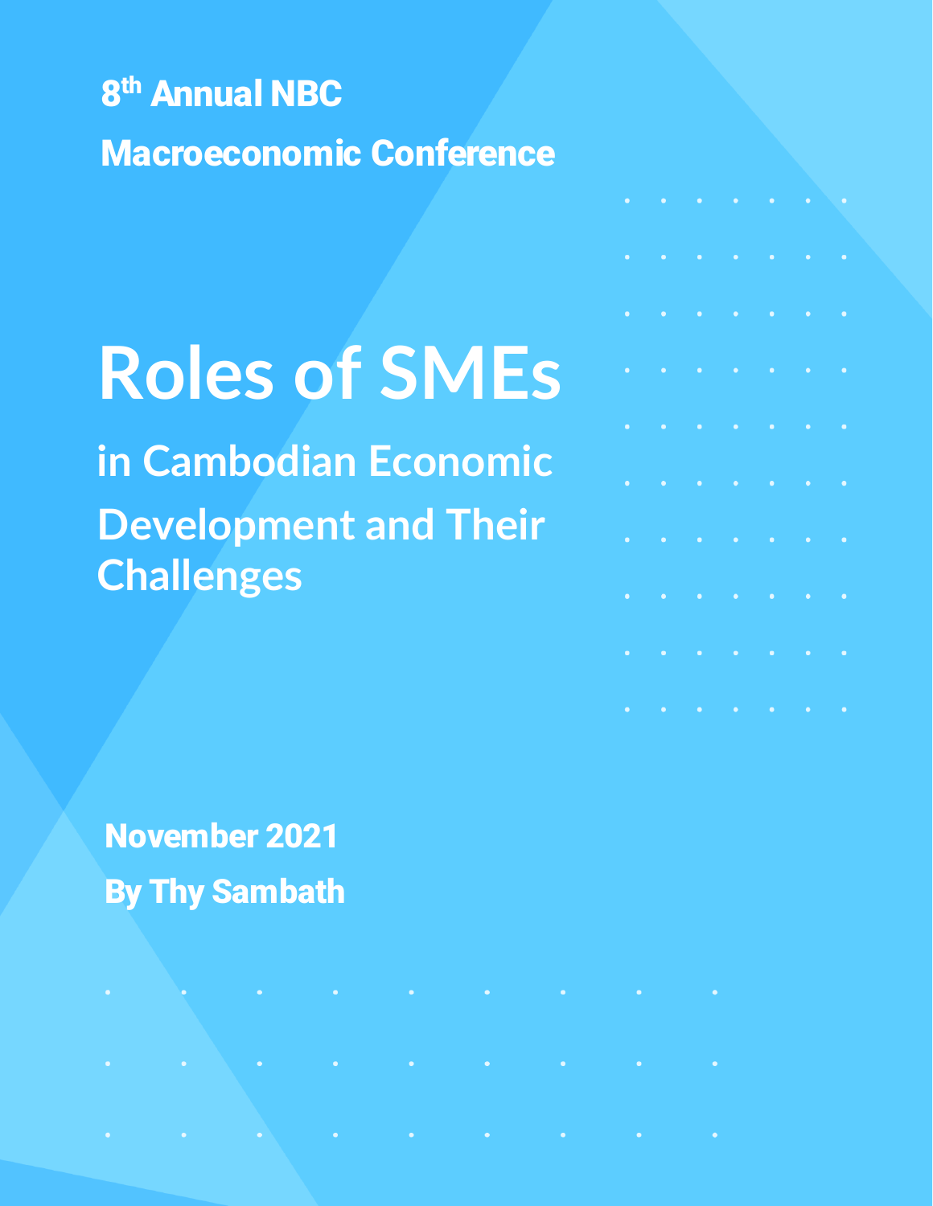8th Annual NBC

Macroeconomic Conference

# Roles of SMEs

## in Cambodian Economic Development and Their Challenges

**November 2021**

**By Thy Sambath**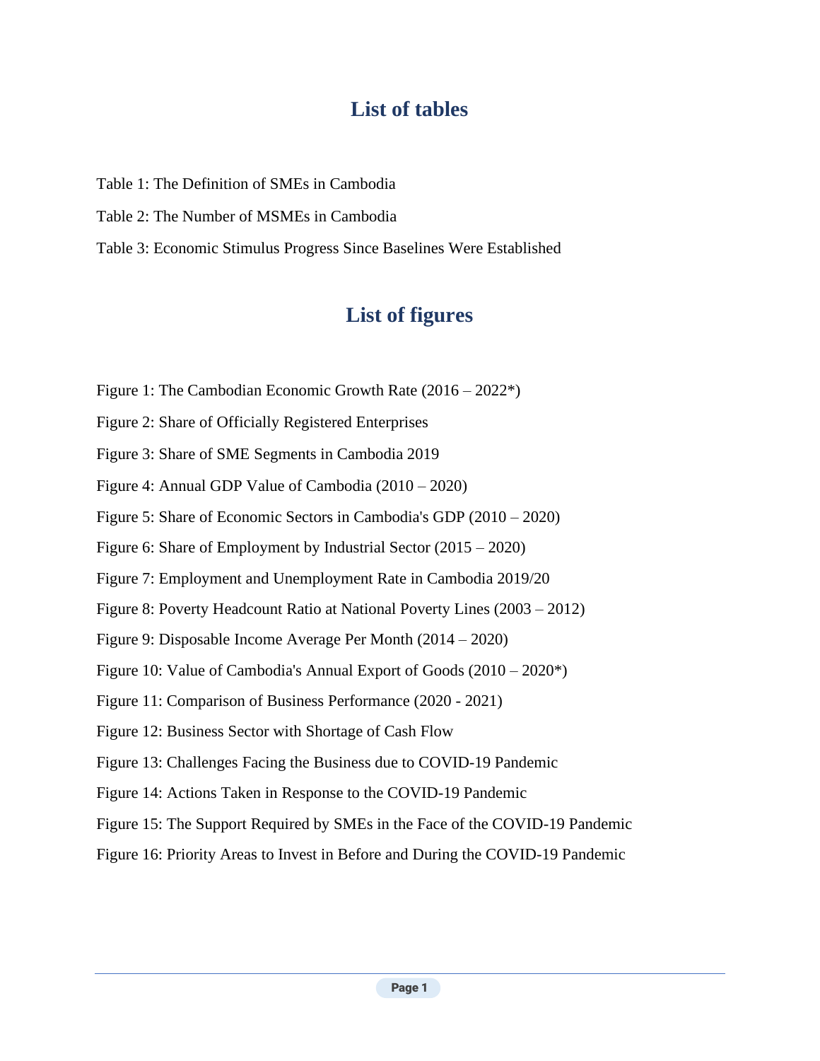# List of tables

Table 1: The Definition of SMEs in Cambodia

Table 2: The Number of MSMEs in Cambodia

Table 3: Economic Stimulus Progress Since Baselines Were Established

# List of figures

Figure 1: The Cambodian Economic Growth Rate (2016 – 2022*)

Figure 2: Share of Officially Registered Enterprises

Figure 3: Share of SME Segments in Cambodia 2019

Figure 4: Annual GDP Value of Cambodia (2010 – 2020)

Figure 5: Share of Economic Sectors in Cambodia's GDP (2010 – 2020)

Figure 6: Share of Employment by Industrial Sector (2015 – 2020)

Figure 7: Employment and Unemployment Rate in Cambodia 2019/20

Figure 8: Poverty Headcount Ratio at National Poverty Lines (2003 – 2012)

Figure 9: Disposable Income Average Per Month (2014 – 2020)

Figure 10: Value of Cambodia's Annual Export of Goods (2010 – 2020*)

Figure 11: Comparison of Business Performance (2020 - 2021)

Figure 12: Business Sector with Shortage of Cash Flow

Figure 13: Challenges Facing the Business due to COVID-19 Pandemic

Figure 14: Actions Taken in Response to the COVID-19 Pandemic

Figure 15: The Support Required by SMEs in the Face of the COVID-19 Pandemic

Figure 16: Priority Areas to Invest in Before and During the COVID-19 Pandemic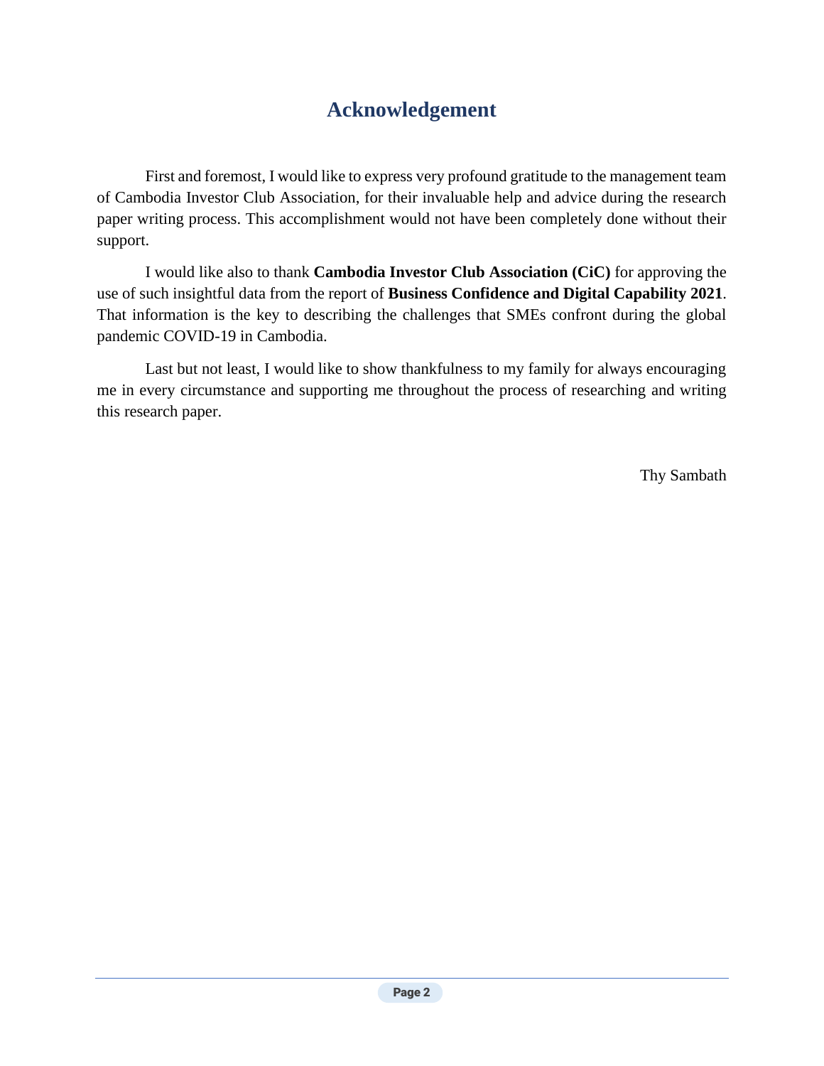# Acknowledgement

First and foremost, I would like to express very profound gratitude to the management team of Cambodia Investor Club Association, for their invaluable help and advice during the research paper writing process. This accomplishment would not have been completely done without their support.

I would like also to thank **Cambodia Investor Club Association (CiC)** for approving the use of such insightful data from the report of **Business Confidence and Digital Capability 2021**. That information is the key to describing the challenges that SMEs confront during the global pandemic COVID-19 in Cambodia.

Last but not least, I would like to show thankfulness to my family for always encouraging me in every circumstance and supporting me throughout the process of researching and writing this research paper.

Thy Sambath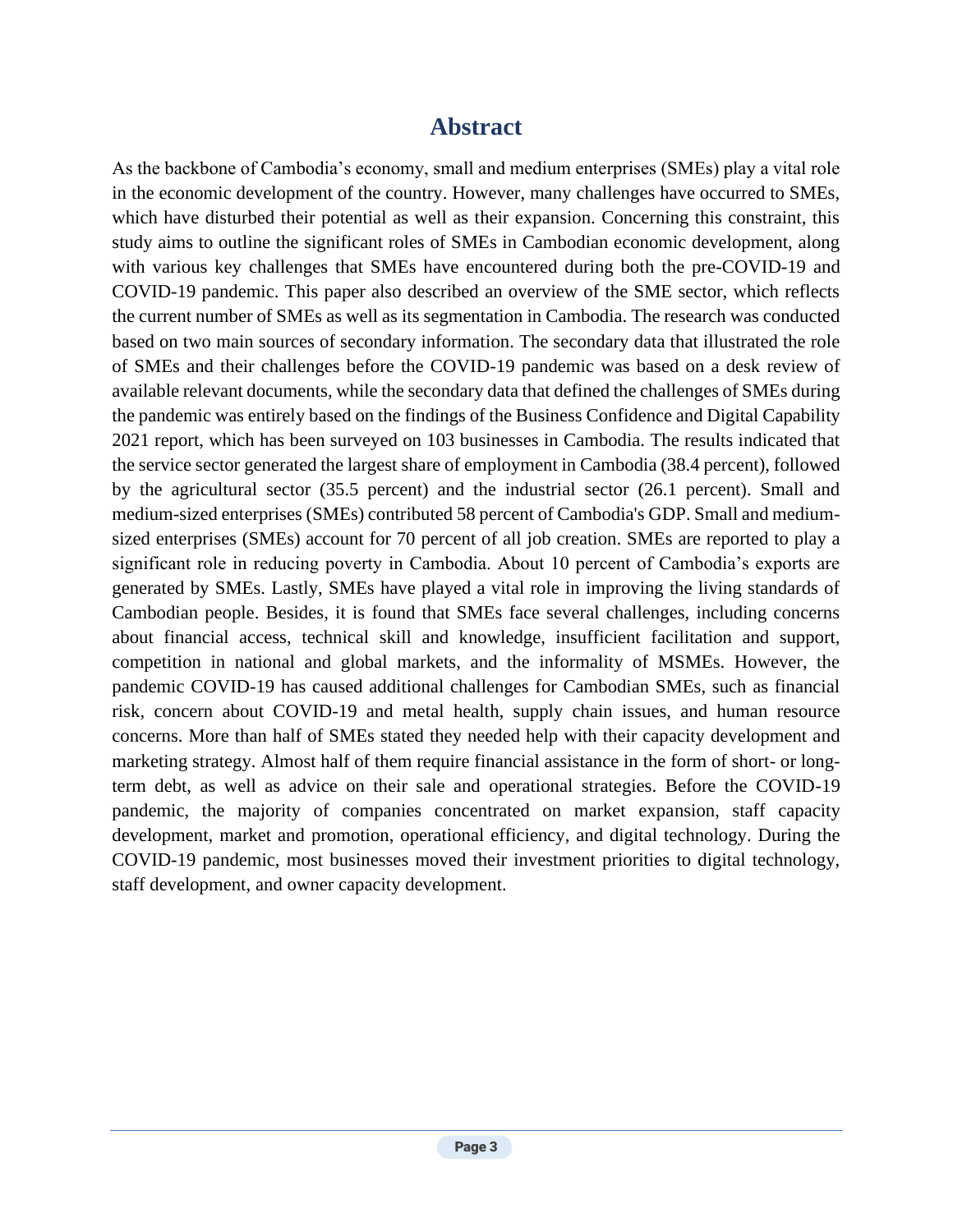# Abstract

As the backbone of Cambodia's economy, small and medium enterprises (SMEs) play a vital role in the economic development of the country. However, many challenges have occurred to SMEs, which have disturbed their potential as well as their expansion. Concerning this constraint, this study aims to outline the significant roles of SMEs in Cambodian economic development, along with various key challenges that SMEs have encountered during both the pre-COVID-19 and COVID-19 pandemic. This paper also described an overview of the SME sector, which reflects the current number of SMEs as well as its segmentation in Cambodia. The research was conducted based on two main sources of secondary information. The secondary data that illustrated the role of SMEs and their challenges before the COVID-19 pandemic was based on a desk review of available relevant documents, while the secondary data that defined the challenges of SMEs during the pandemic was entirely based on the findings of the Business Confidence and Digital Capability 2021 report, which has been surveyed on 103 businesses in Cambodia. The results indicated that the service sector generated the largest share of employment in Cambodia (38.4 percent), followed by the agricultural sector (35.5 percent) and the industrial sector (26.1 percent). Small and medium-sized enterprises (SMEs) contributed 58 percent of Cambodia's GDP. Small and medium-sized enterprises (SMEs) account for 70 percent of all job creation. SMEs are reported to play a significant role in reducing poverty in Cambodia. About 10 percent of Cambodia's exports are generated by SMEs. Lastly, SMEs have played a vital role in improving the living standards of Cambodian people. Besides, it is found that SMEs face several challenges, including concerns about financial access, technical skill and knowledge, insufficient facilitation and support, competition in national and global markets, and the informality of MSMEs. However, the pandemic COVID-19 has caused additional challenges for Cambodian SMEs, such as financial risk, concern about COVID-19 and metal health, supply chain issues, and human resource concerns. More than half of SMEs stated they needed help with their capacity development and marketing strategy. Almost half of them require financial assistance in the form of short- or long-term debt, as well as advice on their sale and operational strategies. Before the COVID-19 pandemic, the majority of companies concentrated on market expansion, staff capacity development, market and promotion, operational efficiency, and digital technology. During the COVID-19 pandemic, most businesses moved their investment priorities to digital technology, staff development, and owner capacity development.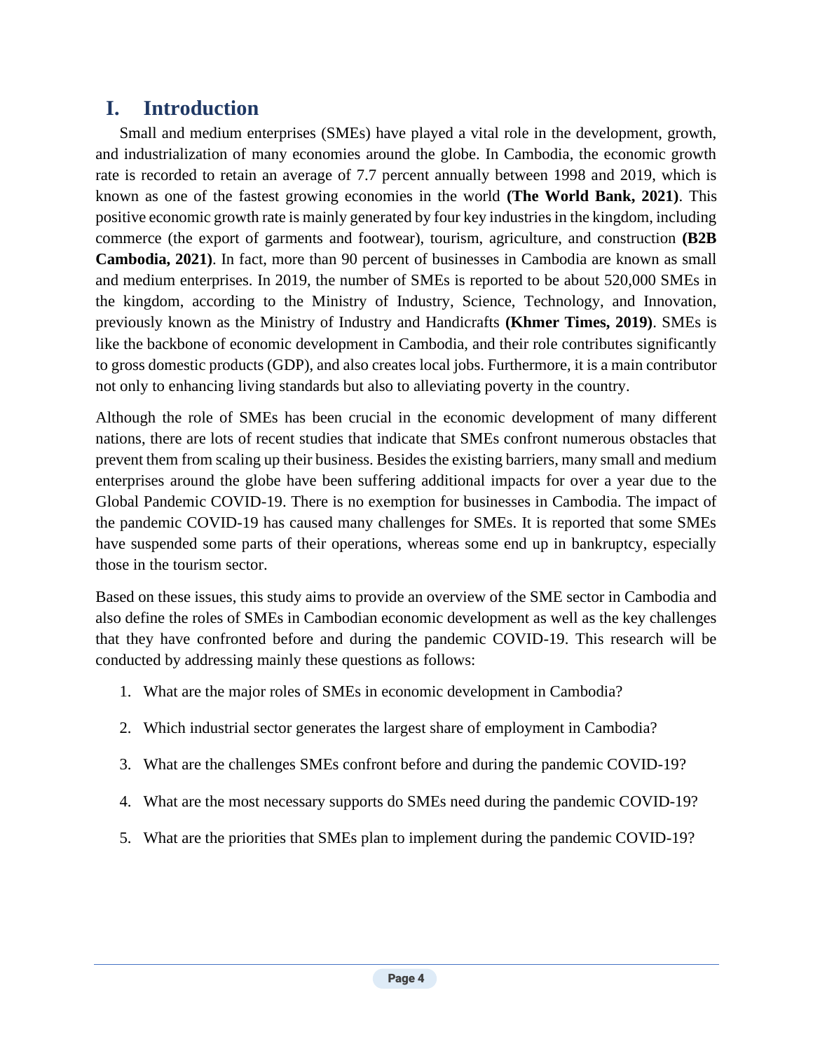# I. Introduction

Small and medium enterprises (SMEs) have played a vital role in the development, growth, and industrialization of many economies around the globe. In Cambodia, the economic growth rate is recorded to retain an average of 7.7 percent annually between 1998 and 2019, which is known as one of the fastest growing economies in the world **(The World Bank, 2021)**. This positive economic growth rate is mainly generated by four key industries in the kingdom, including commerce (the export of garments and footwear), tourism, agriculture, and construction **(B2B Cambodia, 2021)**. In fact, more than 90 percent of businesses in Cambodia are known as small and medium enterprises. In 2019, the number of SMEs is reported to be about 520,000 SMEs in the kingdom, according to the Ministry of Industry, Science, Technology, and Innovation, previously known as the Ministry of Industry and Handicrafts **(Khmer Times, 2019)**. SMEs is like the backbone of economic development in Cambodia, and their role contributes significantly to gross domestic products (GDP), and also creates local jobs. Furthermore, it is a main contributor not only to enhancing living standards but also to alleviating poverty in the country.

Although the role of SMEs has been crucial in the economic development of many different nations, there are lots of recent studies that indicate that SMEs confront numerous obstacles that prevent them from scaling up their business. Besides the existing barriers, many small and medium enterprises around the globe have been suffering additional impacts for over a year due to the Global Pandemic COVID-19. There is no exemption for businesses in Cambodia. The impact of the pandemic COVID-19 has caused many challenges for SMEs. It is reported that some SMEs have suspended some parts of their operations, whereas some end up in bankruptcy, especially those in the tourism sector.

Based on these issues, this study aims to provide an overview of the SME sector in Cambodia and also define the roles of SMEs in Cambodian economic development as well as the key challenges that they have confronted before and during the pandemic COVID-19. This research will be conducted by addressing mainly these questions as follows:

1. What are the major roles of SMEs in economic development in Cambodia?
2. Which industrial sector generates the largest share of employment in Cambodia?
3. What are the challenges SMEs confront before and during the pandemic COVID-19?
4. What are the most necessary supports do SMEs need during the pandemic COVID-19?
5. What are the priorities that SMEs plan to implement during the pandemic COVID-19?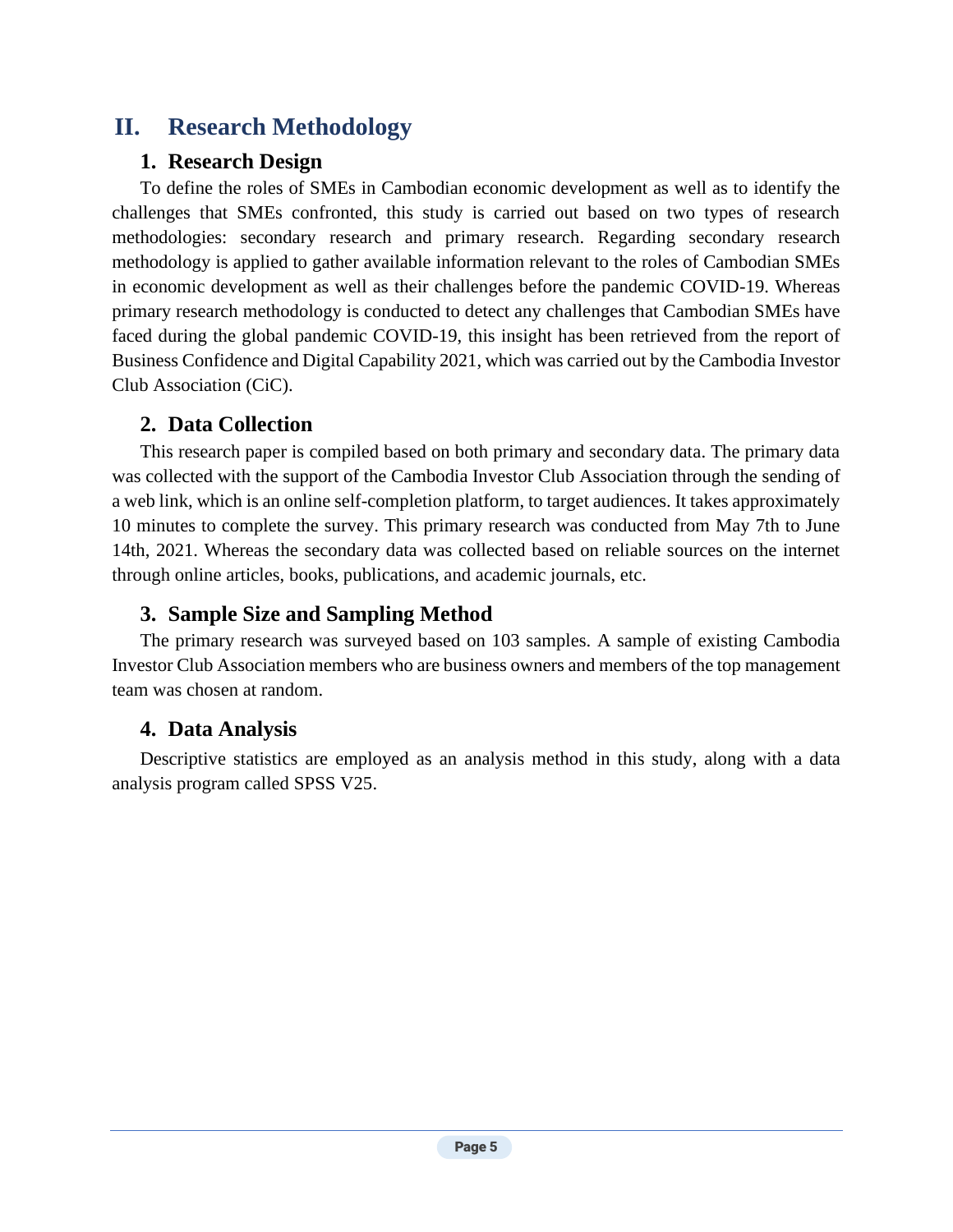# II. Research Methodology

## 1. Research Design

To define the roles of SMEs in Cambodian economic development as well as to identify the challenges that SMEs confronted, this study is carried out based on two types of research methodologies: secondary research and primary research. Regarding secondary research methodology is applied to gather available information relevant to the roles of Cambodian SMEs in economic development as well as their challenges before the pandemic COVID-19. Whereas primary research methodology is conducted to detect any challenges that Cambodian SMEs have faced during the global pandemic COVID-19, this insight has been retrieved from the report of Business Confidence and Digital Capability 2021, which was carried out by the Cambodia Investor Club Association (CiC).

## 2. Data Collection

This research paper is compiled based on both primary and secondary data. The primary data was collected with the support of the Cambodia Investor Club Association through the sending of a web link, which is an online self-completion platform, to target audiences. It takes approximately 10 minutes to complete the survey. This primary research was conducted from May 7th to June 14th, 2021. Whereas the secondary data was collected based on reliable sources on the internet through online articles, books, publications, and academic journals, etc.

## 3. Sample Size and Sampling Method

The primary research was surveyed based on 103 samples. A sample of existing Cambodia Investor Club Association members who are business owners and members of the top management team was chosen at random.

## 4. Data Analysis

Descriptive statistics are employed as an analysis method in this study, along with a data analysis program called SPSS V25.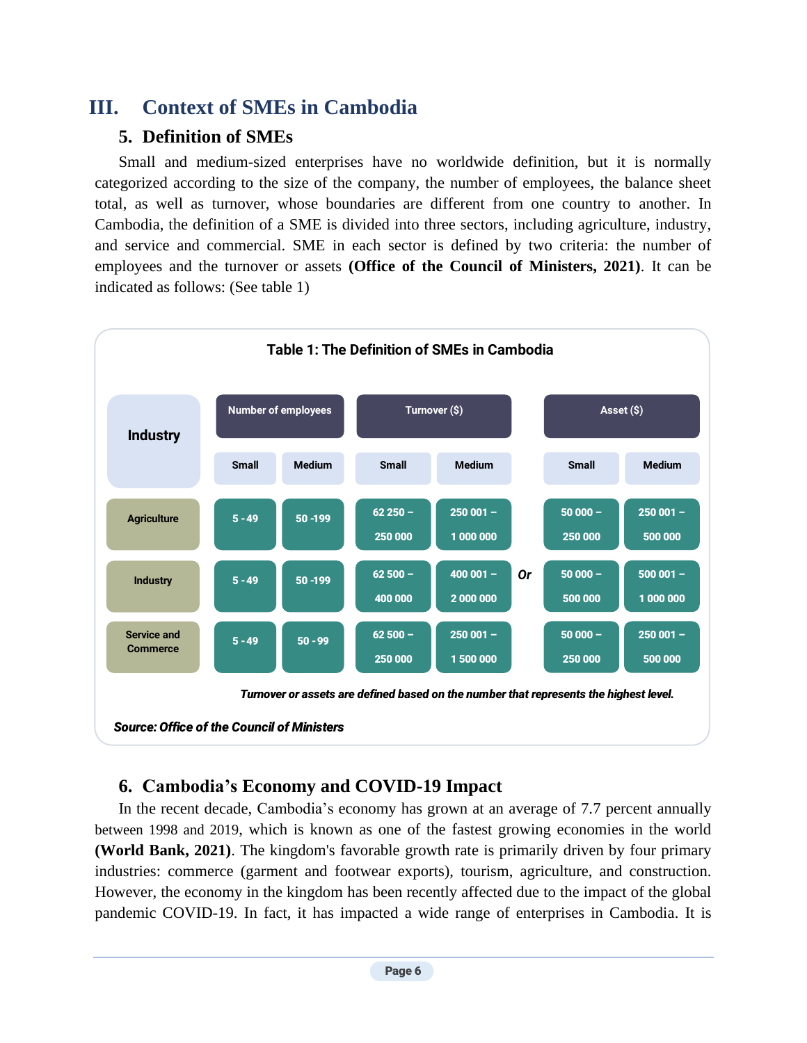# III. Context of SMEs in Cambodia

## 5. Definition of SMEs

Small and medium-sized enterprises have no worldwide definition, but it is normally categorized according to the size of the company, the number of employees, the balance sheet total, as well as turnover, whose boundaries are different from one country to another. In Cambodia, the definition of a SME is divided into three sectors, including agriculture, industry, and service and commercial. SME in each sector is defined by two criteria: the number of employees and the turnover or assets **(Office of the Council of Ministers, 2021)**. It can be indicated as follows: (See table 1)

**Table 1: The Definition of SMEs in Cambodia**

| Industry | Number of employees | | Turnover ($) | | | Asset ($) | |
|---|---|---|---|---|---|---|---|
| | Small | Medium | Small | Medium | | Small | Medium |
| Agriculture | 5 - 49 | 50 -199 | 62 250 – 250 000 | 250 001 – 1 000 000 | | 50 000 – 250 000 | 250 001 – 500 000 |
| Industry | 5 - 49 | 50 -199 | 62 500 – 400 000 | 400 001 – 2 000 000 | *Or* | 50 000 – 500 000 | 500 001 – 1 000 000 |
| Service and Commerce | 5 - 49 | 50 - 99 | 62 500 – 250 000 | 250 001 – 1 500 000 | | 50 000 – 250 000 | 250 001 – 500 000 |

***Turnover or assets are defined based on the number that represents the highest level.***

***Source: Office of the Council of Ministers***

## 6. Cambodia's Economy and COVID-19 Impact

In the recent decade, Cambodia's economy has grown at an average of 7.7 percent annually between 1998 and 2019, which is known as one of the fastest growing economies in the world **(World Bank, 2021)**. The kingdom's favorable growth rate is primarily driven by four primary industries: commerce (garment and footwear exports), tourism, agriculture, and construction. However, the economy in the kingdom has been recently affected due to the impact of the global pandemic COVID-19. In fact, it has impacted a wide range of enterprises in Cambodia. It is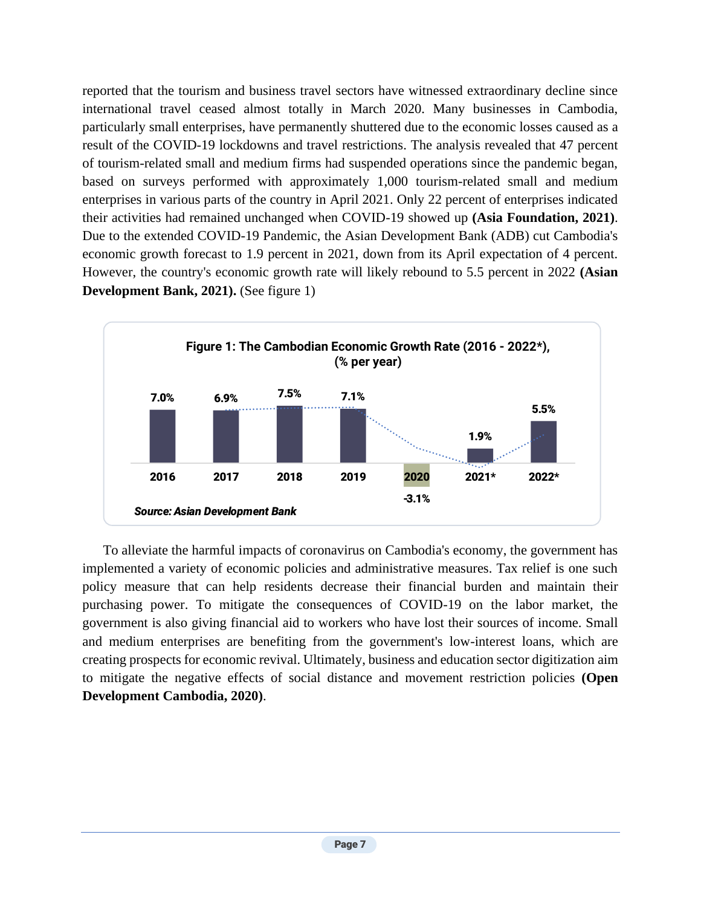reported that the tourism and business travel sectors have witnessed extraordinary decline since international travel ceased almost totally in March 2020. Many businesses in Cambodia, particularly small enterprises, have permanently shuttered due to the economic losses caused as a result of the COVID-19 lockdowns and travel restrictions. The analysis revealed that 47 percent of tourism-related small and medium firms had suspended operations since the pandemic began, based on surveys performed with approximately 1,000 tourism-related small and medium enterprises in various parts of the country in April 2021. Only 22 percent of enterprises indicated their activities had remained unchanged when COVID-19 showed up **(Asia Foundation, 2021)**. Due to the extended COVID-19 Pandemic, the Asian Development Bank (ADB) cut Cambodia's economic growth forecast to 1.9 percent in 2021, down from its April expectation of 4 percent. However, the country's economic growth rate will likely rebound to 5.5 percent in 2022 **(Asian Development Bank, 2021).** (See figure 1)

**Figure 1: The Cambodian Economic Growth Rate (2016 - 2022*), (% per year)**

| Year | Growth Rate |
|---|---|
| 2016 | 7.0% |
| 2017 | 6.9% |
| 2018 | 7.5% |
| 2019 | 7.1% |
| 2020 | -3.1% |
| 2021* | 1.9% |
| 2022* | 5.5% |

***Source: Asian Development Bank***

To alleviate the harmful impacts of coronavirus on Cambodia's economy, the government has implemented a variety of economic policies and administrative measures. Tax relief is one such policy measure that can help residents decrease their financial burden and maintain their purchasing power. To mitigate the consequences of COVID-19 on the labor market, the government is also giving financial aid to workers who have lost their sources of income. Small and medium enterprises are benefiting from the government's low-interest loans, which are creating prospects for economic revival. Ultimately, business and education sector digitization aim to mitigate the negative effects of social distance and movement restriction policies **(Open Development Cambodia, 2020)**.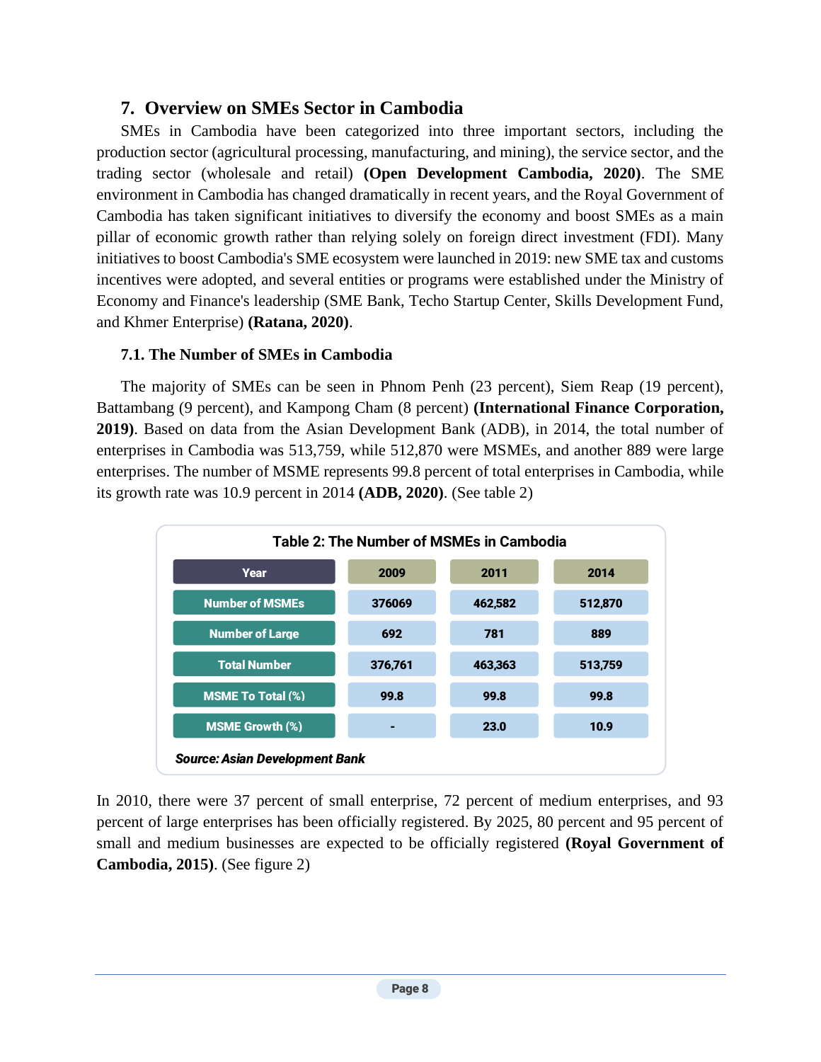## 7. Overview on SMEs Sector in Cambodia

SMEs in Cambodia have been categorized into three important sectors, including the production sector (agricultural processing, manufacturing, and mining), the service sector, and the trading sector (wholesale and retail) **(Open Development Cambodia, 2020)**. The SME environment in Cambodia has changed dramatically in recent years, and the Royal Government of Cambodia has taken significant initiatives to diversify the economy and boost SMEs as a main pillar of economic growth rather than relying solely on foreign direct investment (FDI). Many initiatives to boost Cambodia's SME ecosystem were launched in 2019: new SME tax and customs incentives were adopted, and several entities or programs were established under the Ministry of Economy and Finance's leadership (SME Bank, Techo Startup Center, Skills Development Fund, and Khmer Enterprise) **(Ratana, 2020)**.

### 7.1. The Number of SMEs in Cambodia

The majority of SMEs can be seen in Phnom Penh (23 percent), Siem Reap (19 percent), Battambang (9 percent), and Kampong Cham (8 percent) **(International Finance Corporation, 2019)**. Based on data from the Asian Development Bank (ADB), in 2014, the total number of enterprises in Cambodia was 513,759, while 512,870 were MSMEs, and another 889 were large enterprises. The number of MSME represents 99.8 percent of total enterprises in Cambodia, while its growth rate was 10.9 percent in 2014 **(ADB, 2020)**. (See table 2)

**Table 2: The Number of MSMEs in Cambodia**

| Year | 2009 | 2011 | 2014 |
|---|---|---|---|
| Number of MSMEs | 376069 | 462,582 | 512,870 |
| Number of Large | 692 | 781 | 889 |
| Total Number | 376,761 | 463,363 | 513,759 |
| MSME To Total (%) | 99.8 | 99.8 | 99.8 |
| MSME Growth (%) | - | 23.0 | 10.9 |

***Source: Asian Development Bank***

In 2010, there were 37 percent of small enterprise, 72 percent of medium enterprises, and 93 percent of large enterprises has been officially registered. By 2025, 80 percent and 95 percent of small and medium businesses are expected to be officially registered **(Royal Government of Cambodia, 2015)**. (See figure 2)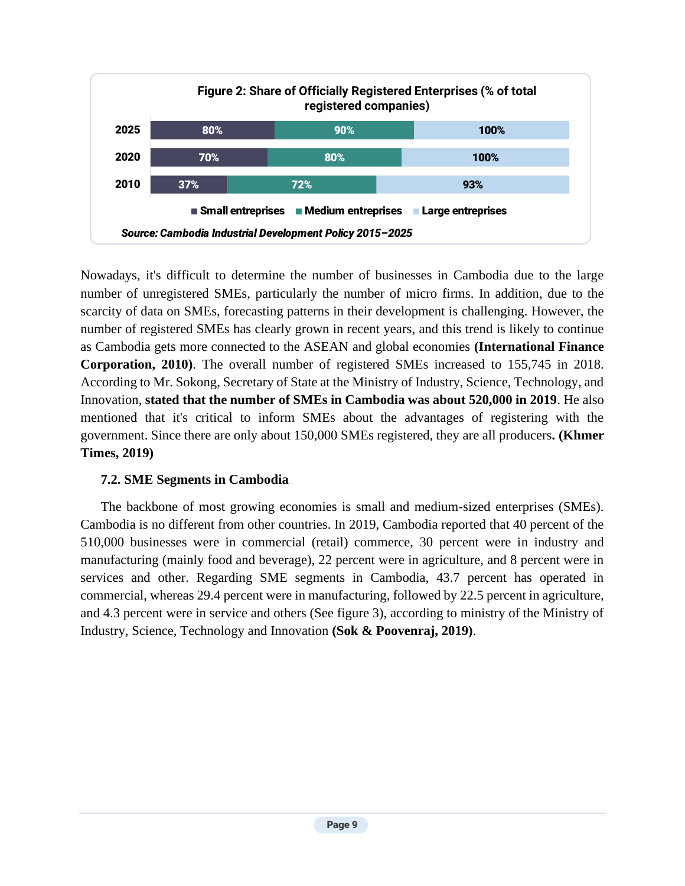**Figure 2: Share of Officially Registered Enterprises (% of total registered companies)**

| Year | Small entreprises | Medium entreprises | Large entreprises |
|---|---|---|---|
| 2025 | 80% | 90% | 100% |
| 2020 | 70% | 80% | 100% |
| 2010 | 37% | 72% | 93% |

***Source: Cambodia Industrial Development Policy 2015–2025***

Nowadays, it's difficult to determine the number of businesses in Cambodia due to the large number of unregistered SMEs, particularly the number of micro firms. In addition, due to the scarcity of data on SMEs, forecasting patterns in their development is challenging. However, the number of registered SMEs has clearly grown in recent years, and this trend is likely to continue as Cambodia gets more connected to the ASEAN and global economies **(International Finance Corporation, 2010)**. The overall number of registered SMEs increased to 155,745 in 2018. According to Mr. Sokong, Secretary of State at the Ministry of Industry, Science, Technology, and Innovation, **stated that the number of SMEs in Cambodia was about 520,000 in 2019**. He also mentioned that it's critical to inform SMEs about the advantages of registering with the government. Since there are only about 150,000 SMEs registered, they are all producers**. (Khmer Times, 2019)**

### 7.2. SME Segments in Cambodia

The backbone of most growing economies is small and medium-sized enterprises (SMEs). Cambodia is no different from other countries. In 2019, Cambodia reported that 40 percent of the 510,000 businesses were in commercial (retail) commerce, 30 percent were in industry and manufacturing (mainly food and beverage), 22 percent were in agriculture, and 8 percent were in services and other. Regarding SME segments in Cambodia, 43.7 percent has operated in commercial, whereas 29.4 percent were in manufacturing, followed by 22.5 percent in agriculture, and 4.3 percent were in service and others (See figure 3), according to ministry of the Ministry of Industry, Science, Technology and Innovation **(Sok & Poovenraj, 2019)**.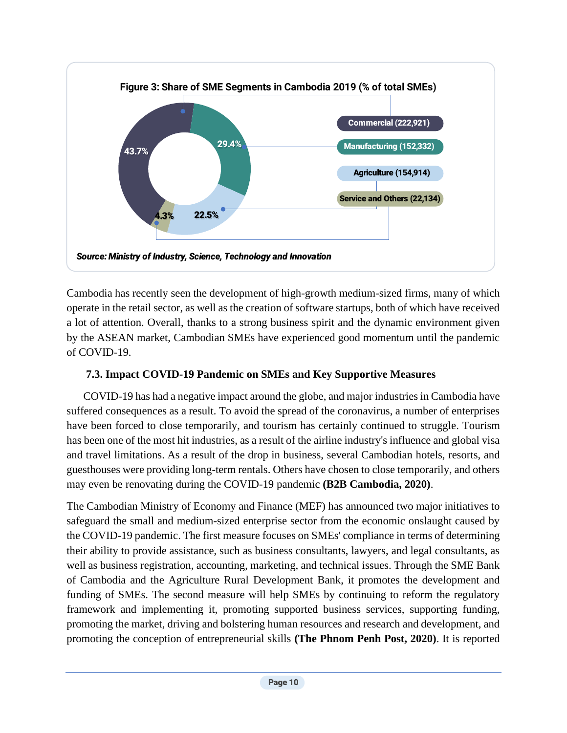**Figure 3: Share of SME Segments in Cambodia 2019 (% of total SMEs)**

| Segment | Number | Share |
|---|---|---|
| Commercial | 222,921 | 43.7% |
| Manufacturing | 152,332 | 29.4% |
| Agriculture | 154,914 | 22.5% |
| Service and Others | 22,134 | 4.3% |

*Source: Ministry of Industry, Science, Technology and Innovation*

Cambodia has recently seen the development of high-growth medium-sized firms, many of which operate in the retail sector, as well as the creation of software startups, both of which have received a lot of attention. Overall, thanks to a strong business spirit and the dynamic environment given by the ASEAN market, Cambodian SMEs have experienced good momentum until the pandemic of COVID-19.

### 7.3. Impact COVID-19 Pandemic on SMEs and Key Supportive Measures

COVID-19 has had a negative impact around the globe, and major industries in Cambodia have suffered consequences as a result. To avoid the spread of the coronavirus, a number of enterprises have been forced to close temporarily, and tourism has certainly continued to struggle. Tourism has been one of the most hit industries, as a result of the airline industry's influence and global visa and travel limitations. As a result of the drop in business, several Cambodian hotels, resorts, and guesthouses were providing long-term rentals. Others have chosen to close temporarily, and others may even be renovating during the COVID-19 pandemic **(B2B Cambodia, 2020)**.

The Cambodian Ministry of Economy and Finance (MEF) has announced two major initiatives to safeguard the small and medium-sized enterprise sector from the economic onslaught caused by the COVID-19 pandemic. The first measure focuses on SMEs' compliance in terms of determining their ability to provide assistance, such as business consultants, lawyers, and legal consultants, as well as business registration, accounting, marketing, and technical issues. Through the SME Bank of Cambodia and the Agriculture Rural Development Bank, it promotes the development and funding of SMEs. The second measure will help SMEs by continuing to reform the regulatory framework and implementing it, promoting supported business services, supporting funding, promoting the market, driving and bolstering human resources and research and development, and promoting the conception of entrepreneurial skills **(The Phnom Penh Post, 2020)**. It is reported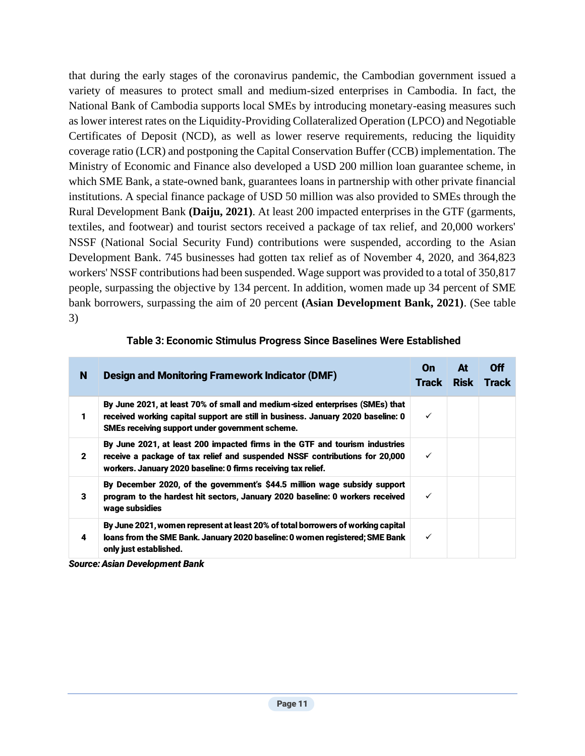that during the early stages of the coronavirus pandemic, the Cambodian government issued a variety of measures to protect small and medium-sized enterprises in Cambodia. In fact, the National Bank of Cambodia supports local SMEs by introducing monetary-easing measures such as lower interest rates on the Liquidity-Providing Collateralized Operation (LPCO) and Negotiable Certificates of Deposit (NCD), as well as lower reserve requirements, reducing the liquidity coverage ratio (LCR) and postponing the Capital Conservation Buffer (CCB) implementation. The Ministry of Economic and Finance also developed a USD 200 million loan guarantee scheme, in which SME Bank, a state-owned bank, guarantees loans in partnership with other private financial institutions. A special finance package of USD 50 million was also provided to SMEs through the Rural Development Bank **(Daiju, 2021)**. At least 200 impacted enterprises in the GTF (garments, textiles, and footwear) and tourist sectors received a package of tax relief, and 20,000 workers' NSSF (National Social Security Fund) contributions were suspended, according to the Asian Development Bank. 745 businesses had gotten tax relief as of November 4, 2020, and 364,823 workers' NSSF contributions had been suspended. Wage support was provided to a total of 350,817 people, surpassing the objective by 134 percent. In addition, women made up 34 percent of SME bank borrowers, surpassing the aim of 20 percent **(Asian Development Bank, 2021)**. (See table 3)

**Table 3: Economic Stimulus Progress Since Baselines Were Established**

| N | Design and Monitoring Framework Indicator (DMF) | On Track | At Risk | Off Track |
|---|---|---|---|---|
| 1 | By June 2021, at least 70% of small and medium-sized enterprises (SMEs) that received working capital support are still in business. January 2020 baseline: 0 SMEs receiving support under government scheme. | ✓ | | |
| 2 | By June 2021, at least 200 impacted firms in the GTF and tourism industries receive a package of tax relief and suspended NSSF contributions for 20,000 workers. January 2020 baseline: 0 firms receiving tax relief. | ✓ | | |
| 3 | By December 2020, of the government's $44.5 million wage subsidy support program to the hardest hit sectors, January 2020 baseline: 0 workers received wage subsidies | ✓ | | |
| 4 | By June 2021, women represent at least 20% of total borrowers of working capital loans from the SME Bank. January 2020 baseline: 0 women registered; SME Bank only just established. | ✓ | | |

***Source: Asian Development Bank***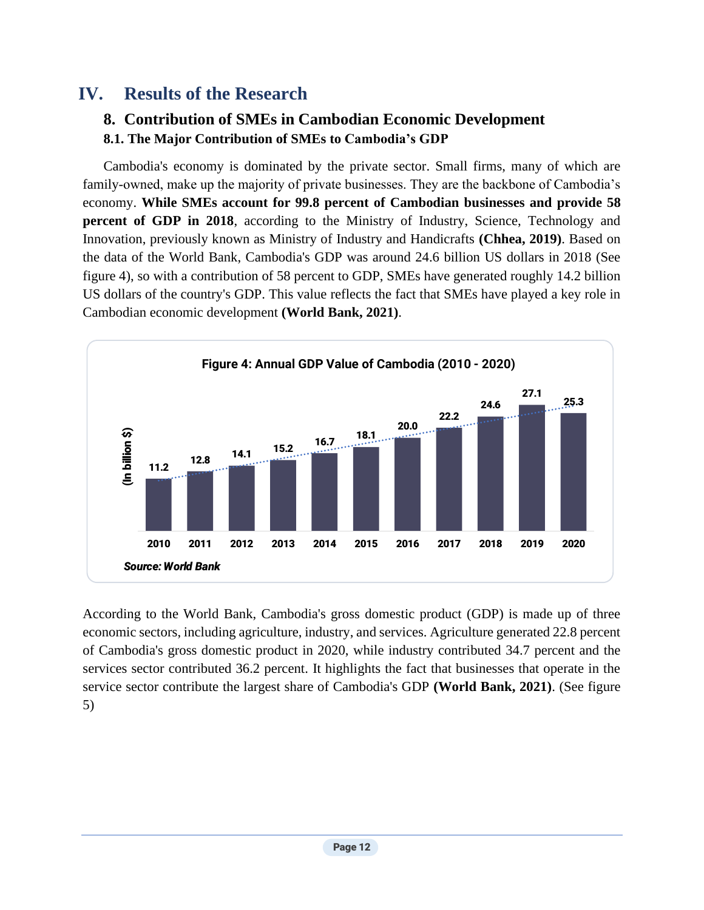# IV. Results of the Research

## 8. Contribution of SMEs in Cambodian Economic Development

### 8.1. The Major Contribution of SMEs to Cambodia's GDP

Cambodia's economy is dominated by the private sector. Small firms, many of which are family-owned, make up the majority of private businesses. They are the backbone of Cambodia's economy. **While SMEs account for 99.8 percent of Cambodian businesses and provide 58 percent of GDP in 2018**, according to the Ministry of Industry, Science, Technology and Innovation, previously known as Ministry of Industry and Handicrafts **(Chhea, 2019)**. Based on the data of the World Bank, Cambodia's GDP was around 24.6 billion US dollars in 2018 (See figure 4), so with a contribution of 58 percent to GDP, SMEs have generated roughly 14.2 billion US dollars of the country's GDP. This value reflects the fact that SMEs have played a key role in Cambodian economic development **(World Bank, 2021)**.

**Figure 4: Annual GDP Value of Cambodia (2010 - 2020)**

| Year | 2010 | 2011 | 2012 | 2013 | 2014 | 2015 | 2016 | 2017 | 2018 | 2019 | 2020 |
|---|---|---|---|---|---|---|---|---|---|---|---|
| GDP (In billion $) | 11.2 | 12.8 | 14.1 | 15.2 | 16.7 | 18.1 | 20.0 | 22.2 | 24.6 | 27.1 | 25.3 |

***Source: World Bank***

According to the World Bank, Cambodia's gross domestic product (GDP) is made up of three economic sectors, including agriculture, industry, and services. Agriculture generated 22.8 percent of Cambodia's gross domestic product in 2020, while industry contributed 34.7 percent and the services sector contributed 36.2 percent. It highlights the fact that businesses that operate in the service sector contribute the largest share of Cambodia's GDP **(World Bank, 2021)**. (See figure 5)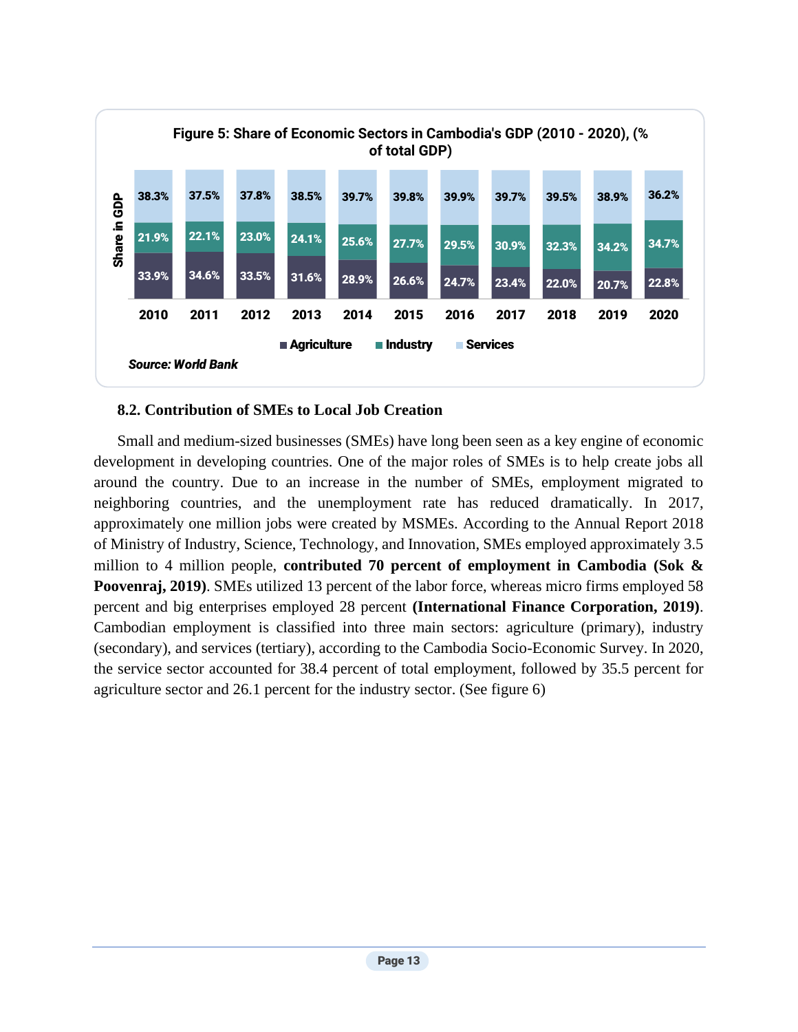**Figure 5: Share of Economic Sectors in Cambodia's GDP (2010 - 2020), (% of total GDP)**

| Year | Agriculture | Industry | Services |
|---|---|---|---|
| 2010 | 33.9% | 21.9% | 38.3% |
| 2011 | 34.6% | 22.1% | 37.5% |
| 2012 | 33.5% | 23.0% | 37.8% |
| 2013 | 31.6% | 24.1% | 38.5% |
| 2014 | 28.9% | 25.6% | 39.7% |
| 2015 | 26.6% | 27.7% | 39.8% |
| 2016 | 24.7% | 29.5% | 39.9% |
| 2017 | 23.4% | 30.9% | 39.7% |
| 2018 | 22.0% | 32.3% | 39.5% |
| 2019 | 20.7% | 34.2% | 38.9% |
| 2020 | 22.8% | 34.7% | 36.2% |

***Source: World Bank***

### 8.2. Contribution of SMEs to Local Job Creation

Small and medium-sized businesses (SMEs) have long been seen as a key engine of economic development in developing countries. One of the major roles of SMEs is to help create jobs all around the country. Due to an increase in the number of SMEs, employment migrated to neighboring countries, and the unemployment rate has reduced dramatically. In 2017, approximately one million jobs were created by MSMEs. According to the Annual Report 2018 of Ministry of Industry, Science, Technology, and Innovation, SMEs employed approximately 3.5 million to 4 million people, **contributed 70 percent of employment in Cambodia (Sok & Poovenraj, 2019)**. SMEs utilized 13 percent of the labor force, whereas micro firms employed 58 percent and big enterprises employed 28 percent **(International Finance Corporation, 2019)**. Cambodian employment is classified into three main sectors: agriculture (primary), industry (secondary), and services (tertiary), according to the Cambodia Socio-Economic Survey. In 2020, the service sector accounted for 38.4 percent of total employment, followed by 35.5 percent for agriculture sector and 26.1 percent for the industry sector. (See figure 6)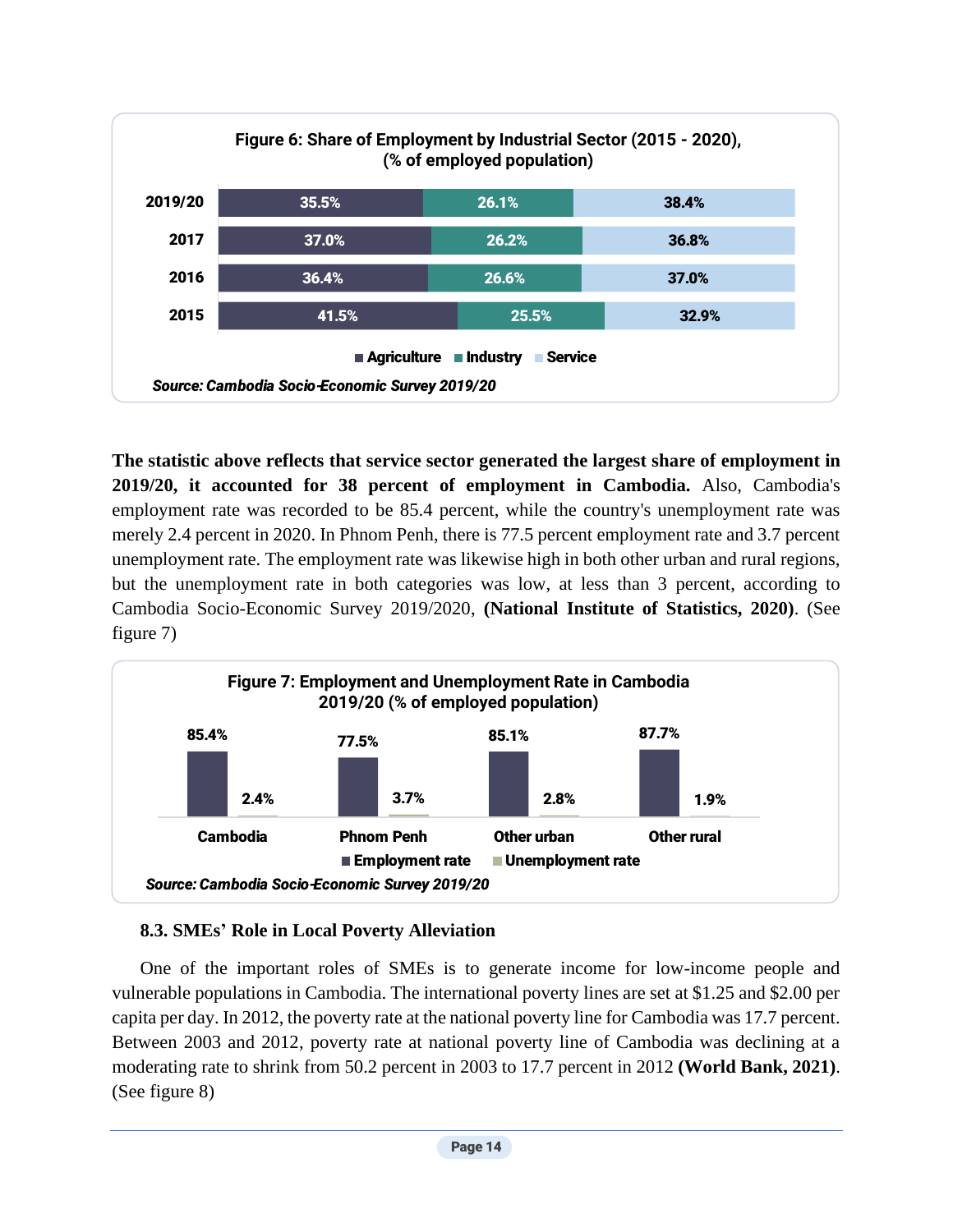**Figure 6: Share of Employment by Industrial Sector (2015 - 2020), (% of employed population)**

| Year | Agriculture | Industry | Service |
|---|---|---|---|
| 2019/20 | 35.5% | 26.1% | 38.4% |
| 2017 | 37.0% | 26.2% | 36.8% |
| 2016 | 36.4% | 26.6% | 37.0% |
| 2015 | 41.5% | 25.5% | 32.9% |

*Source: Cambodia Socio-Economic Survey 2019/20*

**The statistic above reflects that service sector generated the largest share of employment in 2019/20, it accounted for 38 percent of employment in Cambodia.** Also, Cambodia's employment rate was recorded to be 85.4 percent, while the country's unemployment rate was merely 2.4 percent in 2020. In Phnom Penh, there is 77.5 percent employment rate and 3.7 percent unemployment rate. The employment rate was likewise high in both other urban and rural regions, but the unemployment rate in both categories was low, at less than 3 percent, according to Cambodia Socio-Economic Survey 2019/2020, **(National Institute of Statistics, 2020)**. (See figure 7)

**Figure 7: Employment and Unemployment Rate in Cambodia 2019/20 (% of employed population)**

| | Employment rate | Unemployment rate |
|---|---|---|
| Cambodia | 85.4% | 2.4% |
| Phnom Penh | 77.5% | 3.7% |
| Other urban | 85.1% | 2.8% |
| Other rural | 87.7% | 1.9% |

*Source: Cambodia Socio-Economic Survey 2019/20*

### 8.3. SMEs' Role in Local Poverty Alleviation

One of the important roles of SMEs is to generate income for low-income people and vulnerable populations in Cambodia. The international poverty lines are set at $1.25 and $2.00 per capita per day. In 2012, the poverty rate at the national poverty line for Cambodia was 17.7 percent. Between 2003 and 2012, poverty rate at national poverty line of Cambodia was declining at a moderating rate to shrink from 50.2 percent in 2003 to 17.7 percent in 2012 **(World Bank, 2021)**. (See figure 8)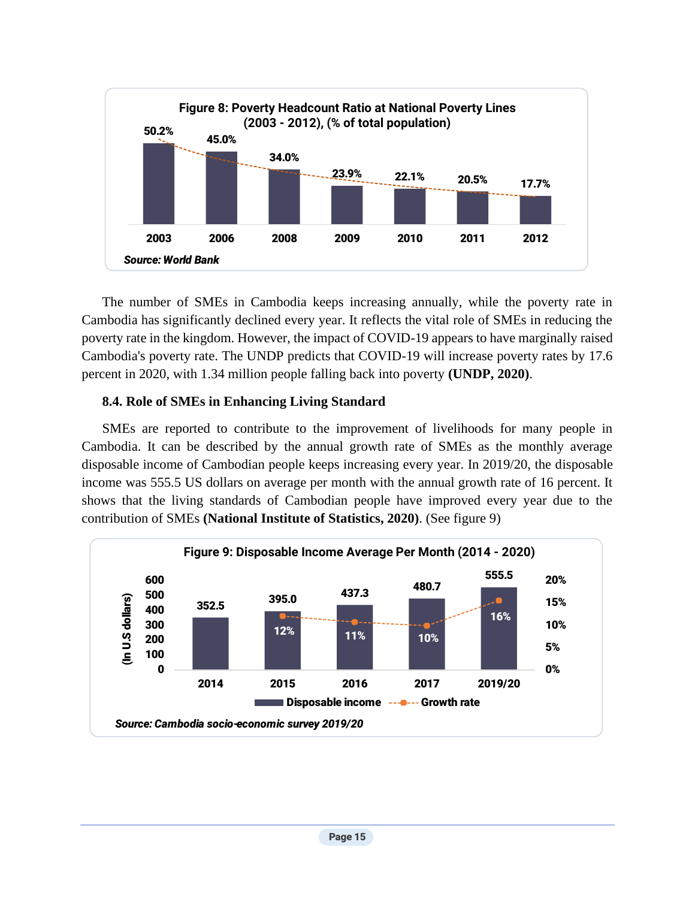**Figure 8: Poverty Headcount Ratio at National Poverty Lines (2003 - 2012), (% of total population)**

| Year | Poverty Headcount Ratio |
|---|---|
| 2003 | 50.2% |
| 2006 | 45.0% |
| 2008 | 34.0% |
| 2009 | 23.9% |
| 2010 | 22.1% |
| 2011 | 20.5% |
| 2012 | 17.7% |

*Source: World Bank*

The number of SMEs in Cambodia keeps increasing annually, while the poverty rate in Cambodia has significantly declined every year. It reflects the vital role of SMEs in reducing the poverty rate in the kingdom. However, the impact of COVID-19 appears to have marginally raised Cambodia's poverty rate. The UNDP predicts that COVID-19 will increase poverty rates by 17.6 percent in 2020, with 1.34 million people falling back into poverty **(UNDP, 2020)**.

### 8.4. Role of SMEs in Enhancing Living Standard

SMEs are reported to contribute to the improvement of livelihoods for many people in Cambodia. It can be described by the annual growth rate of SMEs as the monthly average disposable income of Cambodian people keeps increasing every year. In 2019/20, the disposable income was 555.5 US dollars on average per month with the annual growth rate of 16 percent. It shows that the living standards of Cambodian people have improved every year due to the contribution of SMEs **(National Institute of Statistics, 2020)**. (See figure 9)

**Figure 9: Disposable Income Average Per Month (2014 - 2020)**

| Year | Disposable income (In U.S dollars) | Growth rate |
|---|---|---|
| 2014 | 352.5 | |
| 2015 | 395.0 | 12% |
| 2016 | 437.3 | 11% |
| 2017 | 480.7 | 10% |
| 2019/20 | 555.5 | 16% |

*Source: Cambodia socio-economic survey 2019/20*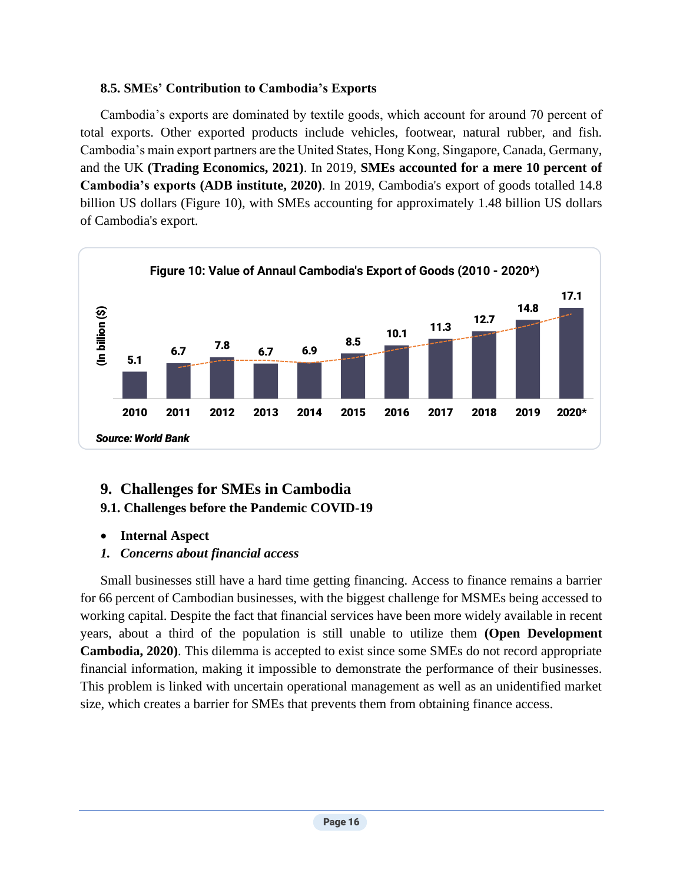### 8.5. SMEs' Contribution to Cambodia's Exports

Cambodia's exports are dominated by textile goods, which account for around 70 percent of total exports. Other exported products include vehicles, footwear, natural rubber, and fish. Cambodia's main export partners are the United States, Hong Kong, Singapore, Canada, Germany, and the UK **(Trading Economics, 2021)**. In 2019, **SMEs accounted for a mere 10 percent of Cambodia's exports (ADB institute, 2020)**. In 2019, Cambodia's export of goods totalled 14.8 billion US dollars (Figure 10), with SMEs accounting for approximately 1.48 billion US dollars of Cambodia's export.

**Figure 10: Value of Annaul Cambodia's Export of Goods (2010 - 2020*)**

| Year | (In billion ($)) |
|---|---|
| 2010 | 5.1 |
| 2011 | 6.7 |
| 2012 | 7.8 |
| 2013 | 6.7 |
| 2014 | 6.9 |
| 2015 | 8.5 |
| 2016 | 10.1 |
| 2017 | 11.3 |
| 2018 | 12.7 |
| 2019 | 14.8 |
| 2020* | 17.1 |

***Source: World Bank***

## 9. Challenges for SMEs in Cambodia

### 9.1. Challenges before the Pandemic COVID-19

- **Internal Aspect**

***1. Concerns about financial access***

Small businesses still have a hard time getting financing. Access to finance remains a barrier for 66 percent of Cambodian businesses, with the biggest challenge for MSMEs being accessed to working capital. Despite the fact that financial services have been more widely available in recent years, about a third of the population is still unable to utilize them **(Open Development Cambodia, 2020)**. This dilemma is accepted to exist since some SMEs do not record appropriate financial information, making it impossible to demonstrate the performance of their businesses. This problem is linked with uncertain operational management as well as an unidentified market size, which creates a barrier for SMEs that prevents them from obtaining finance access.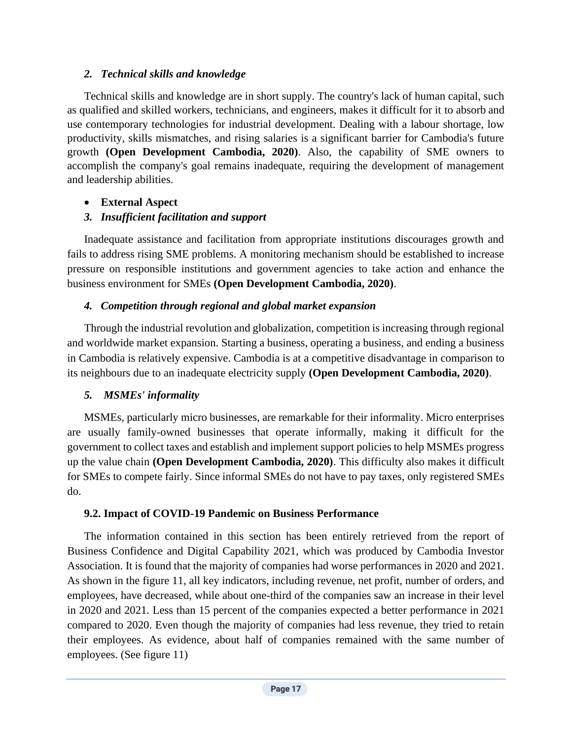*2. Technical skills and knowledge*

Technical skills and knowledge are in short supply. The country's lack of human capital, such as qualified and skilled workers, technicians, and engineers, makes it difficult for it to absorb and use contemporary technologies for industrial development. Dealing with a labour shortage, low productivity, skills mismatches, and rising salaries is a significant barrier for Cambodia's future growth **(Open Development Cambodia, 2020)**. Also, the capability of SME owners to accomplish the company's goal remains inadequate, requiring the development of management and leadership abilities.

- **External Aspect**

*3. Insufficient facilitation and support*

Inadequate assistance and facilitation from appropriate institutions discourages growth and fails to address rising SME problems. A monitoring mechanism should be established to increase pressure on responsible institutions and government agencies to take action and enhance the business environment for SMEs **(Open Development Cambodia, 2020)**.

*4. Competition through regional and global market expansion*

Through the industrial revolution and globalization, competition is increasing through regional and worldwide market expansion. Starting a business, operating a business, and ending a business in Cambodia is relatively expensive. Cambodia is at a competitive disadvantage in comparison to its neighbours due to an inadequate electricity supply **(Open Development Cambodia, 2020)**.

*5. MSMEs' informality*

MSMEs, particularly micro businesses, are remarkable for their informality. Micro enterprises are usually family-owned businesses that operate informally, making it difficult for the government to collect taxes and establish and implement support policies to help MSMEs progress up the value chain **(Open Development Cambodia, 2020)**. This difficulty also makes it difficult for SMEs to compete fairly. Since informal SMEs do not have to pay taxes, only registered SMEs do.

**9.2. Impact of COVID-19 Pandemic on Business Performance**

The information contained in this section has been entirely retrieved from the report of Business Confidence and Digital Capability 2021, which was produced by Cambodia Investor Association. It is found that the majority of companies had worse performances in 2020 and 2021. As shown in the figure 11, all key indicators, including revenue, net profit, number of orders, and employees, have decreased, while about one-third of the companies saw an increase in their level in 2020 and 2021. Less than 15 percent of the companies expected a better performance in 2021 compared to 2020. Even though the majority of companies had less revenue, they tried to retain their employees. As evidence, about half of companies remained with the same number of employees. (See figure 11)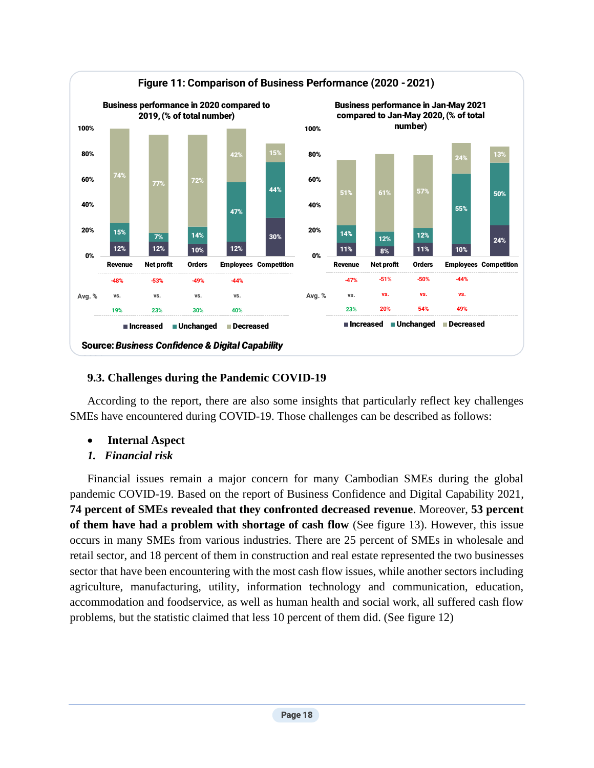**Figure 11: Comparison of Business Performance (2020 - 2021)**

**Business performance in 2020 compared to 2019, (% of total number)**

| | Revenue | Net profit | Orders | Employees | Competition |
|---|---|---|---|---|---|
| Increased | 12% | 12% | 10% | 12% | 30% |
| Unchanged | 15% | 7% | 14% | 47% | 44% |
| Decreased | 74% | 77% | 72% | 42% | 15% |
| Avg. % | -48% vs. 19% | -53% vs. 23% | -49% vs. 30% | -44% vs. 40% | |

**Business performance in Jan-May 2021 compared to Jan-May 2020, (% of total number)**

| | Revenue | Net profit | Orders | Employees | Competition |
|---|---|---|---|---|---|
| Increased | 11% | 8% | 11% | 10% | 24% |
| Unchanged | 14% | 12% | 12% | 55% | 50% |
| Decreased | 51% | 61% | 57% | 24% | 13% |
| Avg. % | -47% vs. 23% | -51% vs. 20% | -50% vs. 54% | -44% vs. 49% | |

Source: ***Business Confidence & Digital Capability***

### 9.3. Challenges during the Pandemic COVID-19

According to the report, there are also some insights that particularly reflect key challenges SMEs have encountered during COVID-19. Those challenges can be described as follows:

- **Internal Aspect**

***1. Financial risk***

Financial issues remain a major concern for many Cambodian SMEs during the global pandemic COVID-19. Based on the report of Business Confidence and Digital Capability 2021, **74 percent of SMEs revealed that they confronted decreased revenue**. Moreover, **53 percent of them have had a problem with shortage of cash flow** (See figure 13). However, this issue occurs in many SMEs from various industries. There are 25 percent of SMEs in wholesale and retail sector, and 18 percent of them in construction and real estate represented the two businesses sector that have been encountering with the most cash flow issues, while another sectors including agriculture, manufacturing, utility, information technology and communication, education, accommodation and foodservice, as well as human health and social work, all suffered cash flow problems, but the statistic claimed that less 10 percent of them did. (See figure 12)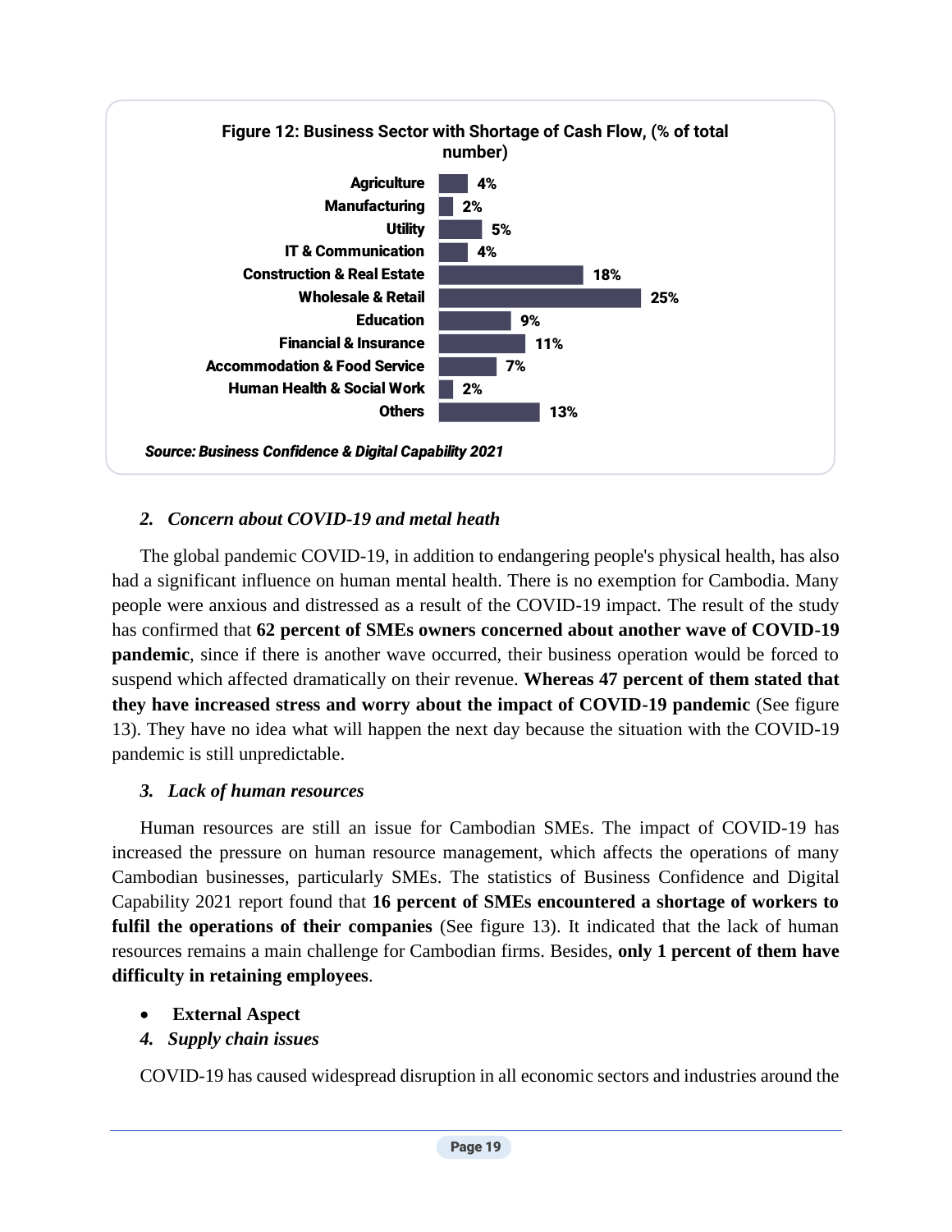**Figure 12: Business Sector with Shortage of Cash Flow, (% of total number)**

| Sector | % |
|---|---|
| Agriculture | 4% |
| Manufacturing | 2% |
| Utility | 5% |
| IT & Communication | 4% |
| Construction & Real Estate | 18% |
| Wholesale & Retail | 25% |
| Education | 9% |
| Financial & Insurance | 11% |
| Accommodation & Food Service | 7% |
| Human Health & Social Work | 2% |
| Others | 13% |

*Source: Business Confidence & Digital Capability 2021*

### *2. Concern about COVID-19 and metal heath*

The global pandemic COVID-19, in addition to endangering people's physical health, has also had a significant influence on human mental health. There is no exemption for Cambodia. Many people were anxious and distressed as a result of the COVID-19 impact. The result of the study has confirmed that **62 percent of SMEs owners concerned about another wave of COVID-19 pandemic**, since if there is another wave occurred, their business operation would be forced to suspend which affected dramatically on their revenue. **Whereas 47 percent of them stated that they have increased stress and worry about the impact of COVID-19 pandemic** (See figure 13). They have no idea what will happen the next day because the situation with the COVID-19 pandemic is still unpredictable.

### *3. Lack of human resources*

Human resources are still an issue for Cambodian SMEs. The impact of COVID-19 has increased the pressure on human resource management, which affects the operations of many Cambodian businesses, particularly SMEs. The statistics of Business Confidence and Digital Capability 2021 report found that **16 percent of SMEs encountered a shortage of workers to fulfil the operations of their companies** (See figure 13). It indicated that the lack of human resources remains a main challenge for Cambodian firms. Besides, **only 1 percent of them have difficulty in retaining employees**.

- **External Aspect**

### *4. Supply chain issues*

COVID-19 has caused widespread disruption in all economic sectors and industries around the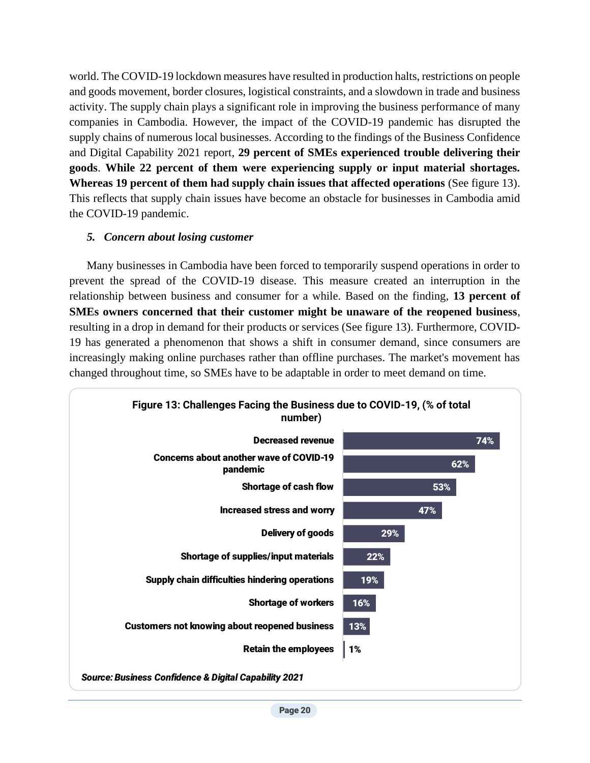world. The COVID-19 lockdown measures have resulted in production halts, restrictions on people and goods movement, border closures, logistical constraints, and a slowdown in trade and business activity. The supply chain plays a significant role in improving the business performance of many companies in Cambodia. However, the impact of the COVID-19 pandemic has disrupted the supply chains of numerous local businesses. According to the findings of the Business Confidence and Digital Capability 2021 report, **29 percent of SMEs experienced trouble delivering their goods**. **While 22 percent of them were experiencing supply or input material shortages. Whereas 19 percent of them had supply chain issues that affected operations** (See figure 13). This reflects that supply chain issues have become an obstacle for businesses in Cambodia amid the COVID-19 pandemic.

### *5. Concern about losing customer*

Many businesses in Cambodia have been forced to temporarily suspend operations in order to prevent the spread of the COVID-19 disease. This measure created an interruption in the relationship between business and consumer for a while. Based on the finding, **13 percent of SMEs owners concerned that their customer might be unaware of the reopened business**, resulting in a drop in demand for their products or services (See figure 13). Furthermore, COVID-19 has generated a phenomenon that shows a shift in consumer demand, since consumers are increasingly making online purchases rather than offline purchases. The market's movement has changed throughout time, so SMEs have to be adaptable in order to meet demand on time.

**Figure 13: Challenges Facing the Business due to COVID-19, (% of total number)**

| Challenge | % |
|---|---|
| Decreased revenue | 74% |
| Concerns about another wave of COVID-19 pandemic | 62% |
| Shortage of cash flow | 53% |
| Increased stress and worry | 47% |
| Delivery of goods | 29% |
| Shortage of supplies/input materials | 22% |
| Supply chain difficulties hindering operations | 19% |
| Shortage of workers | 16% |
| Customers not knowing about reopened business | 13% |
| Retain the employees | 1% |

*Source: Business Confidence & Digital Capability 2021*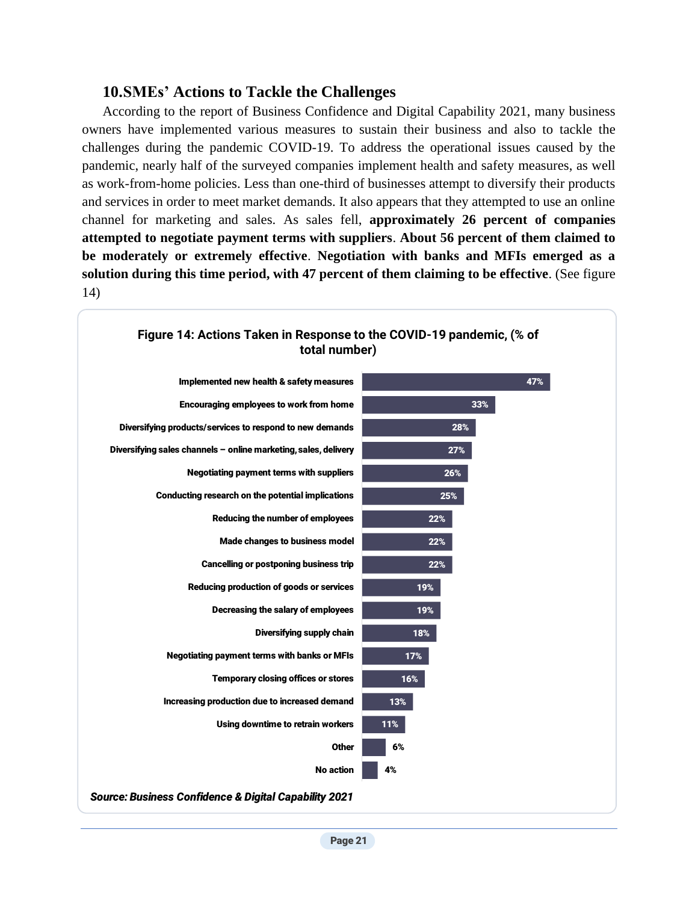## 10. SMEs' Actions to Tackle the Challenges

According to the report of Business Confidence and Digital Capability 2021, many business owners have implemented various measures to sustain their business and also to tackle the challenges during the pandemic COVID-19. To address the operational issues caused by the pandemic, nearly half of the surveyed companies implement health and safety measures, as well as work-from-home policies. Less than one-third of businesses attempt to diversify their products and services in order to meet market demands. It also appears that they attempted to use an online channel for marketing and sales. As sales fell, **approximately 26 percent of companies attempted to negotiate payment terms with suppliers**. **About 56 percent of them claimed to be moderately or extremely effective**. **Negotiation with banks and MFIs emerged as a solution during this time period, with 47 percent of them claiming to be effective**. (See figure 14)

**Figure 14: Actions Taken in Response to the COVID-19 pandemic, (% of total number)**

| Action | % |
|---|---|
| Implemented new health & safety measures | 47% |
| Encouraging employees to work from home | 33% |
| Diversifying products/services to respond to new demands | 28% |
| Diversifying sales channels – online marketing, sales, delivery | 27% |
| Negotiating payment terms with suppliers | 26% |
| Conducting research on the potential implications | 25% |
| Reducing the number of employees | 22% |
| Made changes to business model | 22% |
| Cancelling or postponing business trip | 22% |
| Reducing production of goods or services | 19% |
| Decreasing the salary of employees | 19% |
| Diversifying supply chain | 18% |
| Negotiating payment terms with banks or MFIs | 17% |
| Temporary closing offices or stores | 16% |
| Increasing production due to increased demand | 13% |
| Using downtime to retrain workers | 11% |
| Other | 6% |
| No action | 4% |

***Source: Business Confidence & Digital Capability 2021***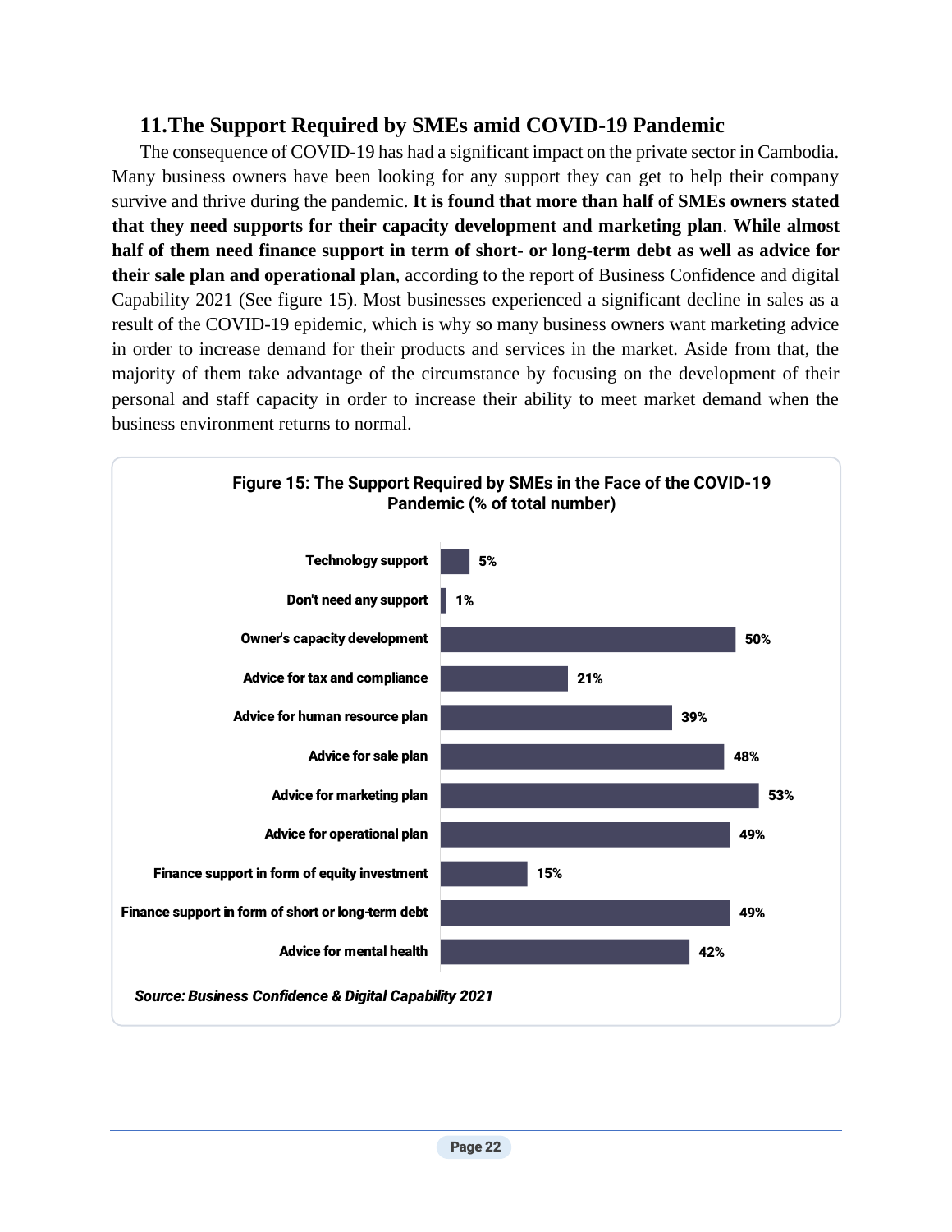## 11. The Support Required by SMEs amid COVID-19 Pandemic

The consequence of COVID-19 has had a significant impact on the private sector in Cambodia. Many business owners have been looking for any support they can get to help their company survive and thrive during the pandemic. **It is found that more than half of SMEs owners stated that they need supports for their capacity development and marketing plan**. **While almost half of them need finance support in term of short- or long-term debt as well as advice for their sale plan and operational plan**, according to the report of Business Confidence and digital Capability 2021 (See figure 15). Most businesses experienced a significant decline in sales as a result of the COVID-19 epidemic, which is why so many business owners want marketing advice in order to increase demand for their products and services in the market. Aside from that, the majority of them take advantage of the circumstance by focusing on the development of their personal and staff capacity in order to increase their ability to meet market demand when the business environment returns to normal.

**Figure 15: The Support Required by SMEs in the Face of the COVID-19 Pandemic (% of total number)**

| Support | % |
|---|---|
| Technology support | 5% |
| Don't need any support | 1% |
| Owner's capacity development | 50% |
| Advice for tax and compliance | 21% |
| Advice for human resource plan | 39% |
| Advice for sale plan | 48% |
| Advice for marketing plan | 53% |
| Advice for operational plan | 49% |
| Finance support in form of equity investment | 15% |
| Finance support in form of short or long-term debt | 49% |
| Advice for mental health | 42% |

***Source: Business Confidence & Digital Capability 2021***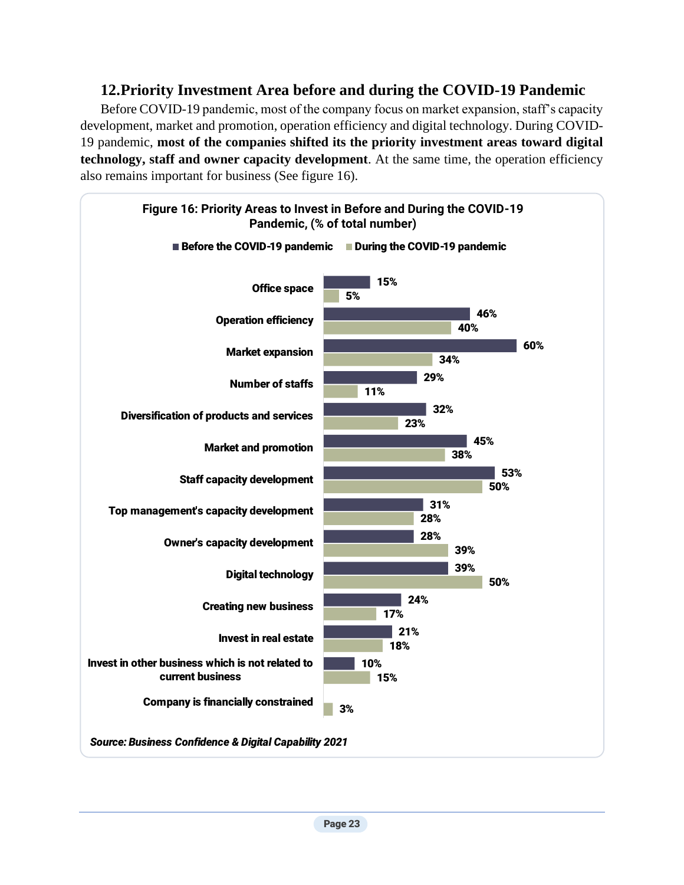## 12. Priority Investment Area before and during the COVID-19 Pandemic

Before COVID-19 pandemic, most of the company focus on market expansion, staff's capacity development, market and promotion, operation efficiency and digital technology. During COVID-19 pandemic, **most of the companies shifted its the priority investment areas toward digital technology, staff and owner capacity development**. At the same time, the operation efficiency also remains important for business (See figure 16).

**Figure 16: Priority Areas to Invest in Before and During the COVID-19 Pandemic, (% of total number)**

| Priority area | Before the COVID-19 pandemic | During the COVID-19 pandemic |
|---|---|---|
| Office space | 15% | 5% |
| Operation efficiency | 46% | 40% |
| Market expansion | 60% | 34% |
| Number of staffs | 29% | 11% |
| Diversification of products and services | 32% | 23% |
| Market and promotion | 45% | 38% |
| Staff capacity development | 53% | 50% |
| Top management's capacity development | 31% | 28% |
| Owner's capacity development | 28% | 39% |
| Digital technology | 39% | 50% |
| Creating new business | 24% | 17% |
| Invest in real estate | 21% | 18% |
| Invest in other business which is not related to current business | 10% | 15% |
| Company is financially constrained | | 3% |

***Source: Business Confidence & Digital Capability 2021***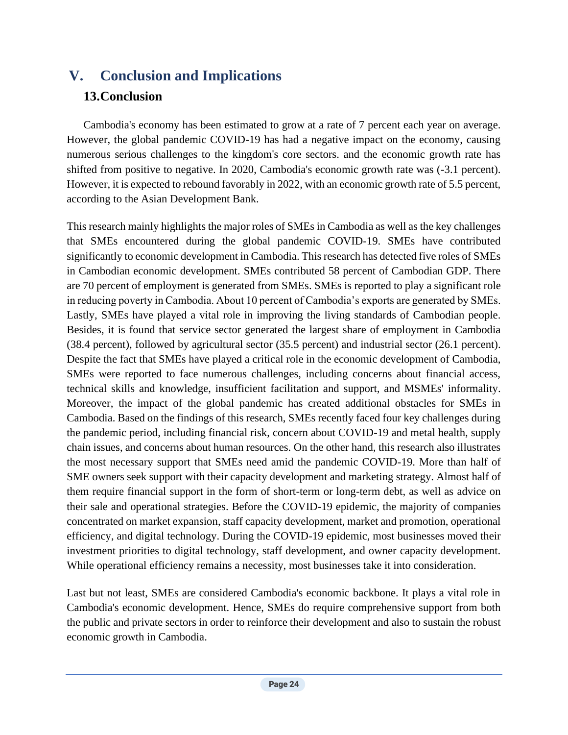# V. Conclusion and Implications

## 13. Conclusion

Cambodia's economy has been estimated to grow at a rate of 7 percent each year on average. However, the global pandemic COVID-19 has had a negative impact on the economy, causing numerous serious challenges to the kingdom's core sectors. and the economic growth rate has shifted from positive to negative. In 2020, Cambodia's economic growth rate was (-3.1 percent). However, it is expected to rebound favorably in 2022, with an economic growth rate of 5.5 percent, according to the Asian Development Bank.

This research mainly highlights the major roles of SMEs in Cambodia as well as the key challenges that SMEs encountered during the global pandemic COVID-19. SMEs have contributed significantly to economic development in Cambodia. This research has detected five roles of SMEs in Cambodian economic development. SMEs contributed 58 percent of Cambodian GDP. There are 70 percent of employment is generated from SMEs. SMEs is reported to play a significant role in reducing poverty in Cambodia. About 10 percent of Cambodia's exports are generated by SMEs. Lastly, SMEs have played a vital role in improving the living standards of Cambodian people. Besides, it is found that service sector generated the largest share of employment in Cambodia (38.4 percent), followed by agricultural sector (35.5 percent) and industrial sector (26.1 percent). Despite the fact that SMEs have played a critical role in the economic development of Cambodia, SMEs were reported to face numerous challenges, including concerns about financial access, technical skills and knowledge, insufficient facilitation and support, and MSMEs' informality. Moreover, the impact of the global pandemic has created additional obstacles for SMEs in Cambodia. Based on the findings of this research, SMEs recently faced four key challenges during the pandemic period, including financial risk, concern about COVID-19 and metal health, supply chain issues, and concerns about human resources. On the other hand, this research also illustrates the most necessary support that SMEs need amid the pandemic COVID-19. More than half of SME owners seek support with their capacity development and marketing strategy. Almost half of them require financial support in the form of short-term or long-term debt, as well as advice on their sale and operational strategies. Before the COVID-19 epidemic, the majority of companies concentrated on market expansion, staff capacity development, market and promotion, operational efficiency, and digital technology. During the COVID-19 epidemic, most businesses moved their investment priorities to digital technology, staff development, and owner capacity development. While operational efficiency remains a necessity, most businesses take it into consideration.

Last but not least, SMEs are considered Cambodia's economic backbone. It plays a vital role in Cambodia's economic development. Hence, SMEs do require comprehensive support from both the public and private sectors in order to reinforce their development and also to sustain the robust economic growth in Cambodia.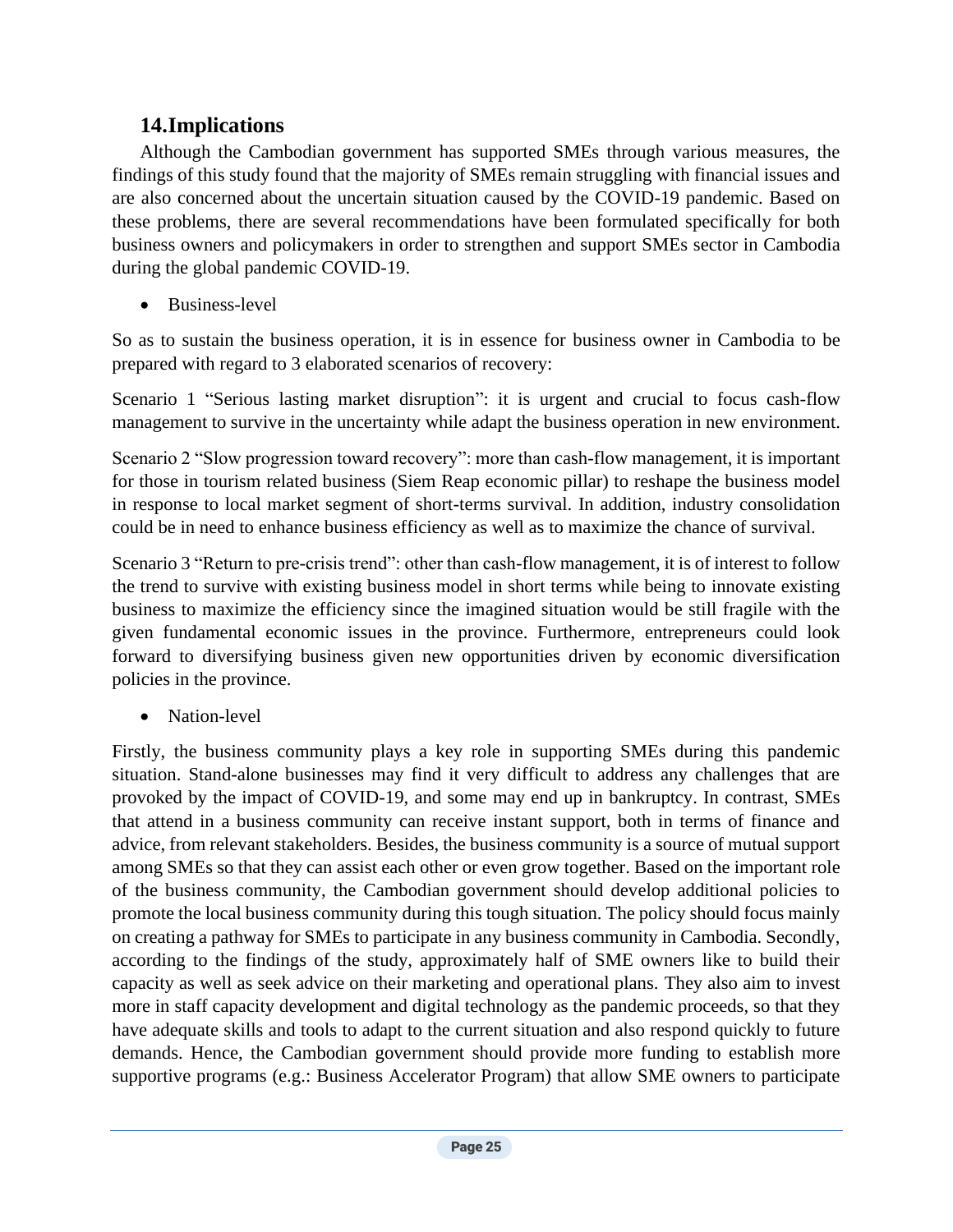## 14. Implications

Although the Cambodian government has supported SMEs through various measures, the findings of this study found that the majority of SMEs remain struggling with financial issues and are also concerned about the uncertain situation caused by the COVID-19 pandemic. Based on these problems, there are several recommendations have been formulated specifically for both business owners and policymakers in order to strengthen and support SMEs sector in Cambodia during the global pandemic COVID-19.

- Business-level

So as to sustain the business operation, it is in essence for business owner in Cambodia to be prepared with regard to 3 elaborated scenarios of recovery:

Scenario 1 "Serious lasting market disruption": it is urgent and crucial to focus cash-flow management to survive in the uncertainty while adapt the business operation in new environment.

Scenario 2 "Slow progression toward recovery": more than cash-flow management, it is important for those in tourism related business (Siem Reap economic pillar) to reshape the business model in response to local market segment of short-terms survival. In addition, industry consolidation could be in need to enhance business efficiency as well as to maximize the chance of survival.

Scenario 3 "Return to pre-crisis trend": other than cash-flow management, it is of interest to follow the trend to survive with existing business model in short terms while being to innovate existing business to maximize the efficiency since the imagined situation would be still fragile with the given fundamental economic issues in the province. Furthermore, entrepreneurs could look forward to diversifying business given new opportunities driven by economic diversification policies in the province.

- Nation-level

Firstly, the business community plays a key role in supporting SMEs during this pandemic situation. Stand-alone businesses may find it very difficult to address any challenges that are provoked by the impact of COVID-19, and some may end up in bankruptcy. In contrast, SMEs that attend in a business community can receive instant support, both in terms of finance and advice, from relevant stakeholders. Besides, the business community is a source of mutual support among SMEs so that they can assist each other or even grow together. Based on the important role of the business community, the Cambodian government should develop additional policies to promote the local business community during this tough situation. The policy should focus mainly on creating a pathway for SMEs to participate in any business community in Cambodia. Secondly, according to the findings of the study, approximately half of SME owners like to build their capacity as well as seek advice on their marketing and operational plans. They also aim to invest more in staff capacity development and digital technology as the pandemic proceeds, so that they have adequate skills and tools to adapt to the current situation and also respond quickly to future demands. Hence, the Cambodian government should provide more funding to establish more supportive programs (e.g.: Business Accelerator Program) that allow SME owners to participate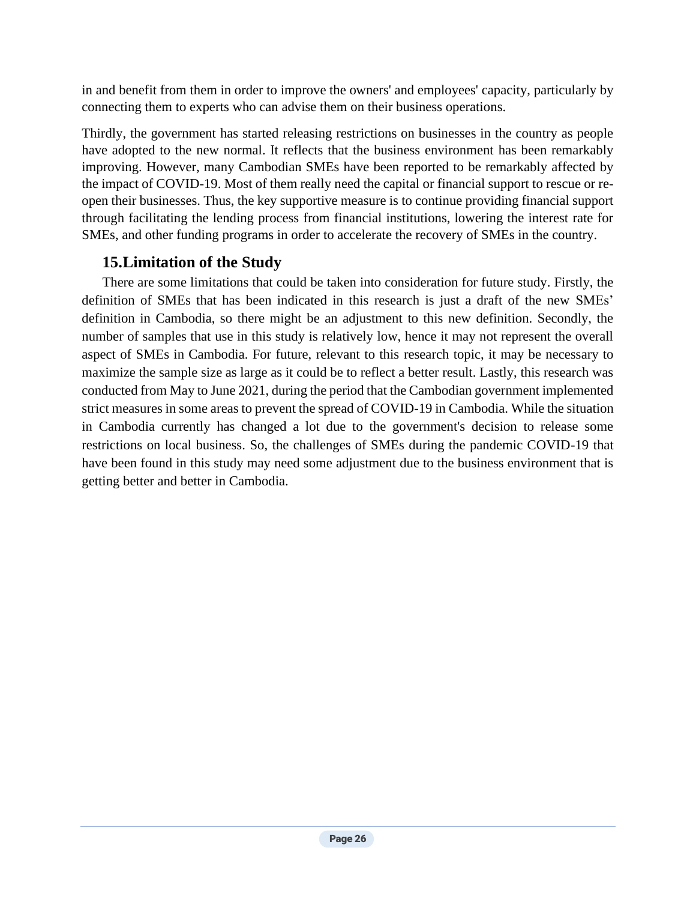in and benefit from them in order to improve the owners' and employees' capacity, particularly by connecting them to experts who can advise them on their business operations.

Thirdly, the government has started releasing restrictions on businesses in the country as people have adopted to the new normal. It reflects that the business environment has been remarkably improving. However, many Cambodian SMEs have been reported to be remarkably affected by the impact of COVID-19. Most of them really need the capital or financial support to rescue or re-open their businesses. Thus, the key supportive measure is to continue providing financial support through facilitating the lending process from financial institutions, lowering the interest rate for SMEs, and other funding programs in order to accelerate the recovery of SMEs in the country.

## 15.Limitation of the Study

There are some limitations that could be taken into consideration for future study. Firstly, the definition of SMEs that has been indicated in this research is just a draft of the new SMEs' definition in Cambodia, so there might be an adjustment to this new definition. Secondly, the number of samples that use in this study is relatively low, hence it may not represent the overall aspect of SMEs in Cambodia. For future, relevant to this research topic, it may be necessary to maximize the sample size as large as it could be to reflect a better result. Lastly, this research was conducted from May to June 2021, during the period that the Cambodian government implemented strict measures in some areas to prevent the spread of COVID-19 in Cambodia. While the situation in Cambodia currently has changed a lot due to the government's decision to release some restrictions on local business. So, the challenges of SMEs during the pandemic COVID-19 that have been found in this study may need some adjustment due to the business environment that is getting better and better in Cambodia.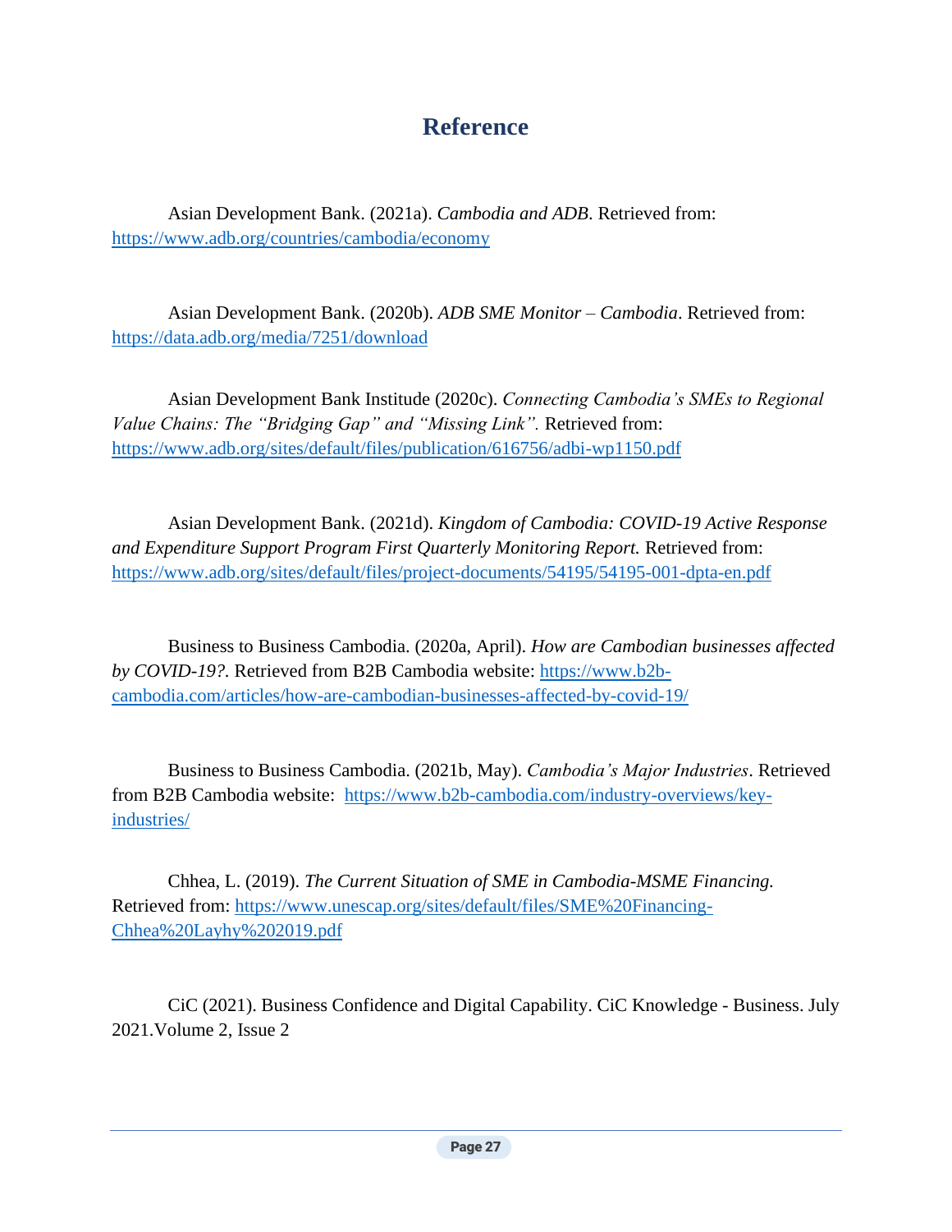# Reference

Asian Development Bank. (2021a). *Cambodia and ADB*. Retrieved from: https://www.adb.org/countries/cambodia/economy

Asian Development Bank. (2020b). *ADB SME Monitor – Cambodia*. Retrieved from: https://data.adb.org/media/7251/download

Asian Development Bank Institute (2020c). *Connecting Cambodia's SMEs to Regional Value Chains: The "Bridging Gap" and "Missing Link".* Retrieved from: https://www.adb.org/sites/default/files/publication/616756/adbi-wp1150.pdf

Asian Development Bank. (2021d). *Kingdom of Cambodia: COVID-19 Active Response and Expenditure Support Program First Quarterly Monitoring Report.* Retrieved from: https://www.adb.org/sites/default/files/project-documents/54195/54195-001-dpta-en.pdf

Business to Business Cambodia. (2020a, April). *How are Cambodian businesses affected by COVID-19?*. Retrieved from B2B Cambodia website: https://www.b2b-cambodia.com/articles/how-are-cambodian-businesses-affected-by-covid-19/

Business to Business Cambodia. (2021b, May). *Cambodia's Major Industries*. Retrieved from B2B Cambodia website: https://www.b2b-cambodia.com/industry-overviews/key-industries/

Chhea, L. (2019). *The Current Situation of SME in Cambodia-MSME Financing.* Retrieved from: https://www.unescap.org/sites/default/files/SME%20Financing-Chhea%20Layhy%202019.pdf

CiC (2021). Business Confidence and Digital Capability. CiC Knowledge - Business. July 2021.Volume 2, Issue 2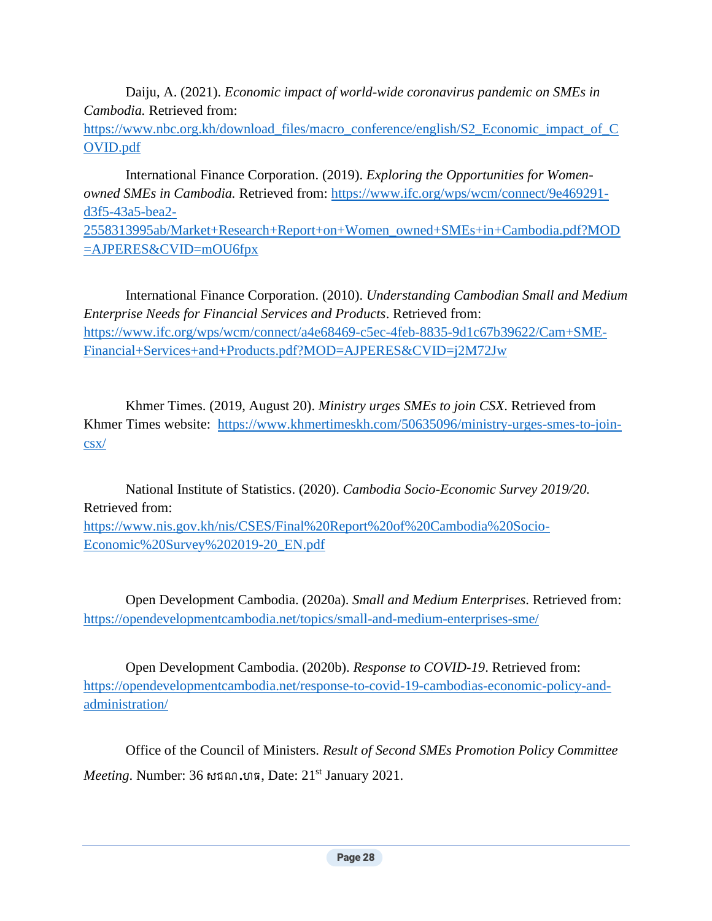Daiju, A. (2021). *Economic impact of world-wide coronavirus pandemic on SMEs in Cambodia.* Retrieved from: https://www.nbc.org.kh/download_files/macro_conference/english/S2_Economic_impact_of_COVID.pdf

International Finance Corporation. (2019). *Exploring the Opportunities for Women-owned SMEs in Cambodia.* Retrieved from: https://www.ifc.org/wps/wcm/connect/9e469291-d3f5-43a5-bea2-2558313995ab/Market+Research+Report+on+Women_owned+SMEs+in+Cambodia.pdf?MOD=AJPERES&CVID=mOU6fpx

International Finance Corporation. (2010). *Understanding Cambodian Small and Medium Enterprise Needs for Financial Services and Products*. Retrieved from: https://www.ifc.org/wps/wcm/connect/a4e68469-c5ec-4feb-8835-9d1c67b39622/Cam+SME-Financial+Services+and+Products.pdf?MOD=AJPERES&CVID=j2M72Jw

Khmer Times. (2019, August 20). *Ministry urges SMEs to join CSX*. Retrieved from Khmer Times website: https://www.khmertimeskh.com/50635096/ministry-urges-smes-to-join-csx/

National Institute of Statistics. (2020). *Cambodia Socio-Economic Survey 2019/20.* Retrieved from: https://www.nis.gov.kh/nis/CSES/Final%20Report%20of%20Cambodia%20Socio-Economic%20Survey%202019-20_EN.pdf

Open Development Cambodia. (2020a). *Small and Medium Enterprises*. Retrieved from: https://opendevelopmentcambodia.net/topics/small-and-medium-enterprises-sme/

Open Development Cambodia. (2020b). *Response to COVID-19*. Retrieved from: https://opendevelopmentcambodia.net/response-to-covid-19-cambodias-economic-policy-and-administration/

Office of the Council of Ministers. *Result of Second SMEs Promotion Policy Committee Meeting*. Number: 36 សជណ.ហធ, Date: 21st January 2021.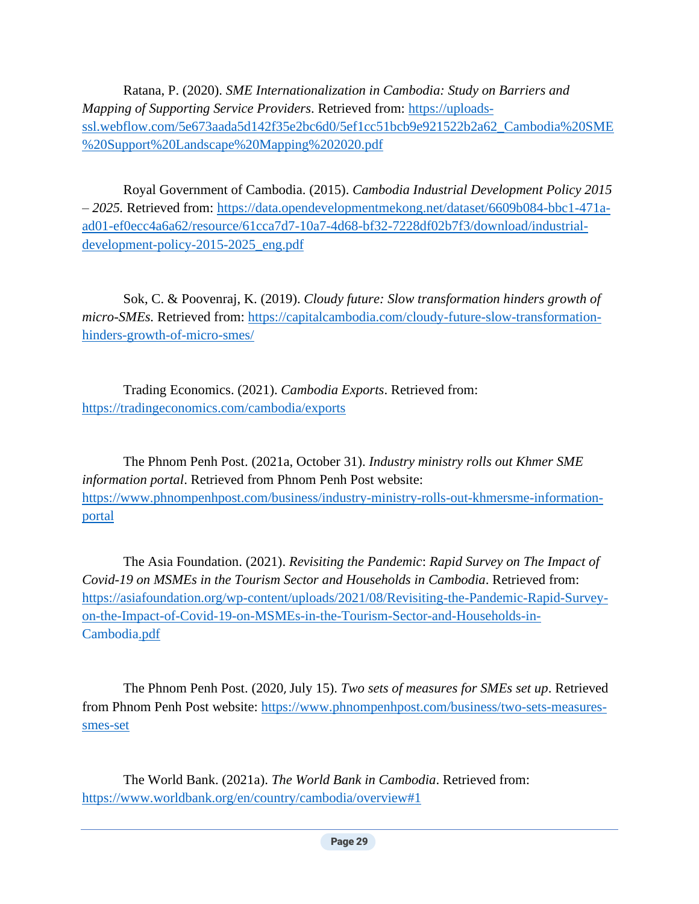Ratana, P. (2020). *SME Internationalization in Cambodia: Study on Barriers and Mapping of Supporting Service Providers*. Retrieved from: https://uploads-ssl.webflow.com/5e673aada5d142f35e2bc6d0/5ef1cc51bcb9e921522b2a62_Cambodia%20SME%20Support%20Landscape%20Mapping%202020.pdf

Royal Government of Cambodia. (2015). *Cambodia Industrial Development Policy 2015 – 2025.* Retrieved from: https://data.opendevelopmentmekong.net/dataset/6609b084-bbc1-471a-ad01-ef0ecc4a6a62/resource/61cca7d7-10a7-4d68-bf32-7228df02b7f3/download/industrial-development-policy-2015-2025_eng.pdf

Sok, C. & Poovenraj, K. (2019). *Cloudy future: Slow transformation hinders growth of micro-SMEs.* Retrieved from: https://capitalcambodia.com/cloudy-future-slow-transformation-hinders-growth-of-micro-smes/

Trading Economics. (2021). *Cambodia Exports*. Retrieved from: https://tradingeconomics.com/cambodia/exports

The Phnom Penh Post. (2021a, October 31). *Industry ministry rolls out Khmer SME information portal*. Retrieved from Phnom Penh Post website: https://www.phnompenhpost.com/business/industry-ministry-rolls-out-khmersme-information-portal

The Asia Foundation. (2021). *Revisiting the Pandemic*: *Rapid Survey on The Impact of Covid-19 on MSMEs in the Tourism Sector and Households in Cambodia*. Retrieved from: https://asiafoundation.org/wp-content/uploads/2021/08/Revisiting-the-Pandemic-Rapid-Survey-on-the-Impact-of-Covid-19-on-MSMEs-in-the-Tourism-Sector-and-Households-in-Cambodia.pdf

The Phnom Penh Post. (2020, July 15). *Two sets of measures for SMEs set up*. Retrieved from Phnom Penh Post website: https://www.phnompenhpost.com/business/two-sets-measures-smes-set

The World Bank. (2021a). *The World Bank in Cambodia*. Retrieved from: https://www.worldbank.org/en/country/cambodia/overview#1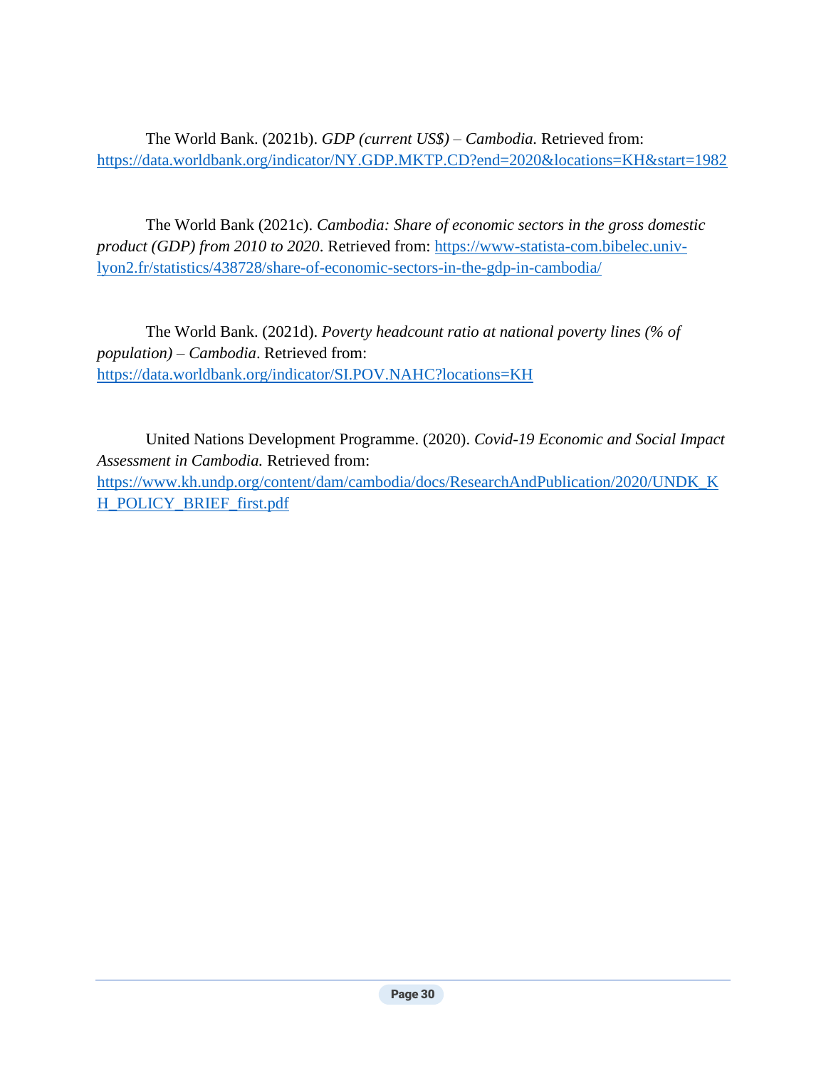The World Bank. (2021b). *GDP (current US$) – Cambodia.* Retrieved from: https://data.worldbank.org/indicator/NY.GDP.MKTP.CD?end=2020&locations=KH&start=1982

The World Bank (2021c). *Cambodia: Share of economic sectors in the gross domestic product (GDP) from 2010 to 2020*. Retrieved from: https://www-statista-com.bibelec.univ-lyon2.fr/statistics/438728/share-of-economic-sectors-in-the-gdp-in-cambodia/

The World Bank. (2021d). *Poverty headcount ratio at national poverty lines (% of population) – Cambodia*. Retrieved from: https://data.worldbank.org/indicator/SI.POV.NAHC?locations=KH

United Nations Development Programme. (2020). *Covid-19 Economic and Social Impact Assessment in Cambodia.* Retrieved from: https://www.kh.undp.org/content/dam/cambodia/docs/ResearchAndPublication/2020/UNDK_KH_POLICY_BRIEF_first.pdf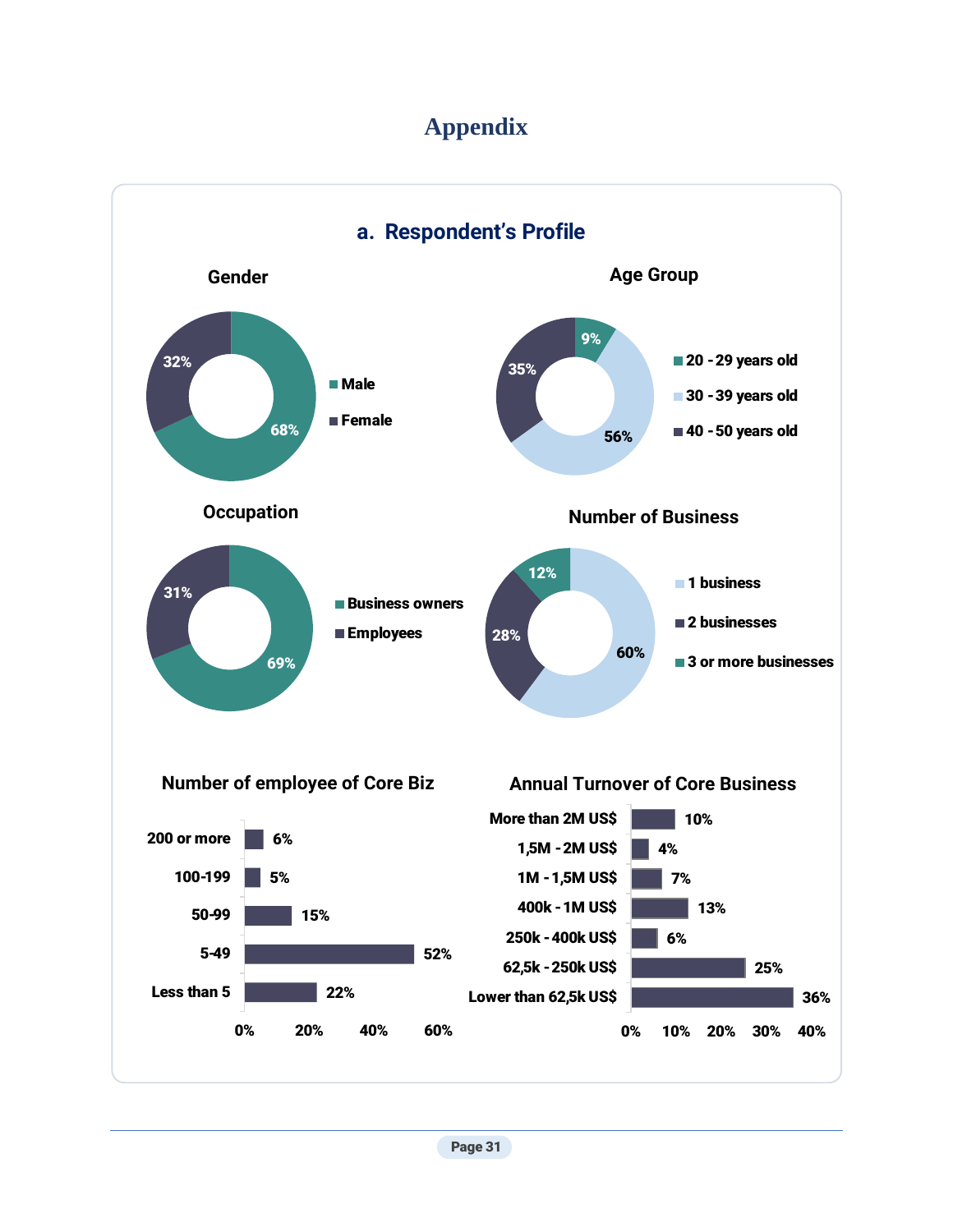# Appendix

## a. Respondent's Profile

### Gender

| Gender | % |
|---|---|
| Male | 68% |
| Female | 32% |

### Age Group

| Age Group | % |
|---|---|
| 20 - 29 years old | 9% |
| 30 - 39 years old | 56% |
| 40 - 50 years old | 35% |

### Occupation

| Occupation | % |
|---|---|
| Business owners | 69% |
| Employees | 31% |

### Number of Business

| Number of Business | % |
|---|---|
| 1 business | 60% |
| 2 businesses | 28% |
| 3 or more businesses | 12% |

### Number of employee of Core Biz

| Number of employees | % |
|---|---|
| 200 or more | 6% |
| 100-199 | 5% |
| 50-99 | 15% |
| 5-49 | 52% |
| Less than 5 | 22% |

### Annual Turnover of Core Business

| Annual Turnover | % |
|---|---|
| More than 2M US$ | 10% |
| 1,5M - 2M US$ | 4% |
| 1M - 1,5M US$ | 7% |
| 400k - 1M US$ | 13% |
| 250k - 400k US$ | 6% |
| 62,5k - 250k US$ | 25% |
| Lower than 62,5k US$ | 36% |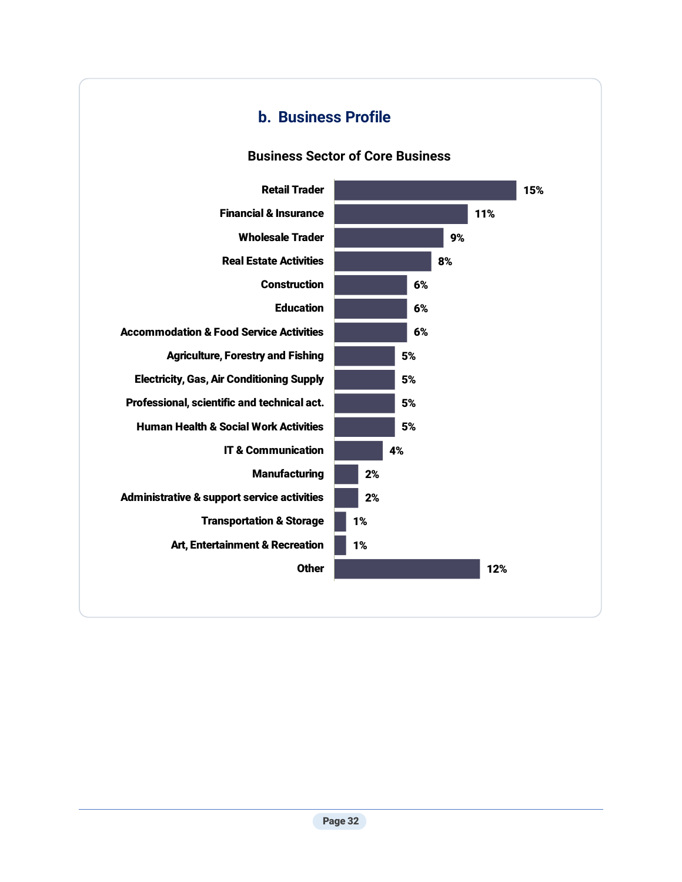## b. Business Profile

### Business Sector of Core Business

| Sector | % |
|---|---|
| Retail Trader | 15% |
| Financial & Insurance | 11% |
| Wholesale Trader | 9% |
| Real Estate Activities | 8% |
| Construction | 6% |
| Education | 6% |
| Accommodation & Food Service Activities | 6% |
| Agriculture, Forestry and Fishing | 5% |
| Electricity, Gas, Air Conditioning Supply | 5% |
| Professional, scientific and technical act. | 5% |
| Human Health & Social Work Activities | 5% |
| IT & Communication | 4% |
| Manufacturing | 2% |
| Administrative & support service activities | 2% |
| Transportation & Storage | 1% |
| Art, Entertainment & Recreation | 1% |
| Other | 12% |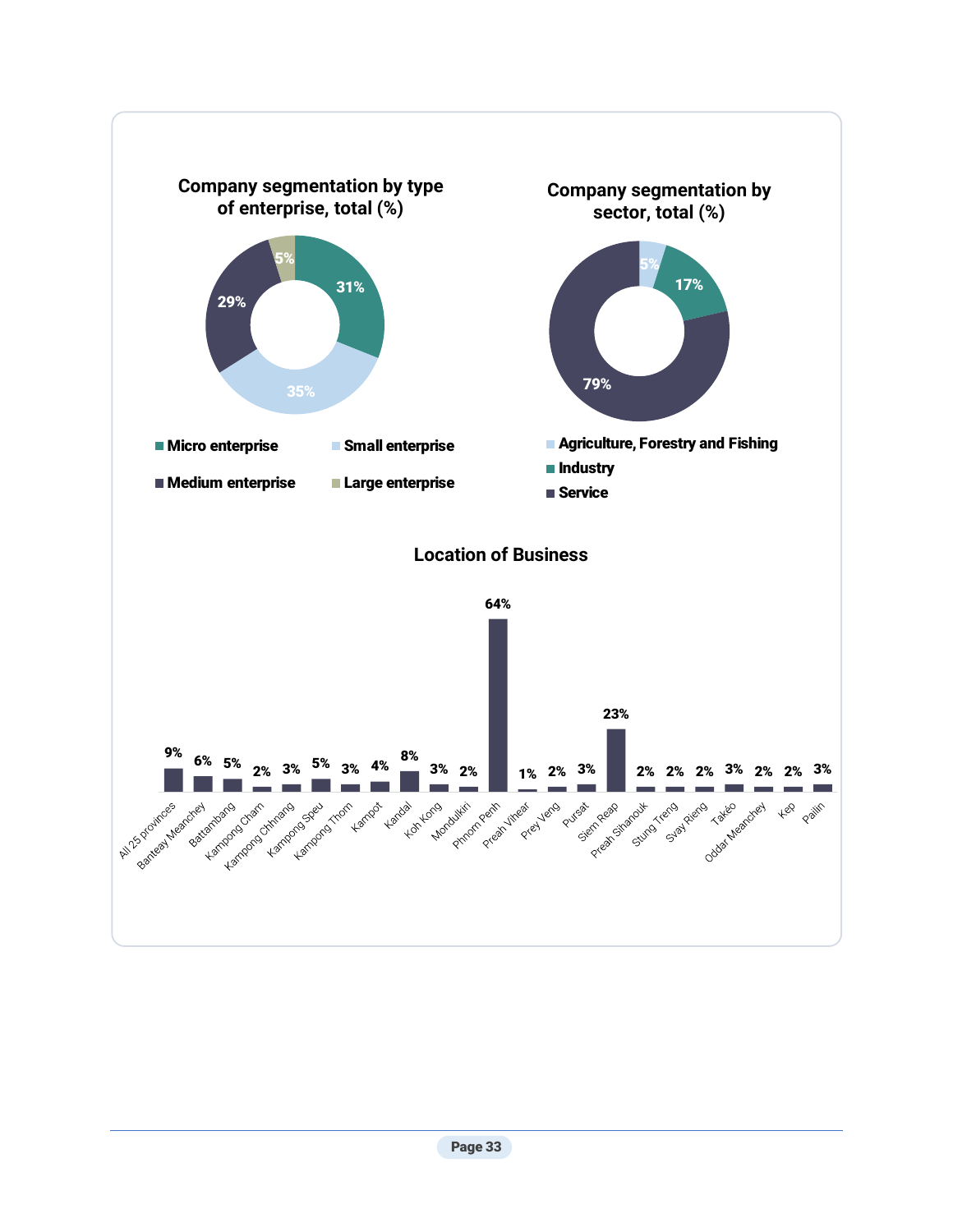**Company segmentation by type of enterprise, total (%)**

31%
35%
29%
5%

Micro enterprise
Small enterprise
Medium enterprise
Large enterprise

**Company segmentation by sector, total (%)**

5%
17%
79%

Agriculture, Forestry and Fishing
Industry
Service

**Location of Business**

All 25 provinces 9%
Banteay Meanchey 6%
Battambang 5%
Kampong Cham 2%
Kampong Chhnang 3%
Kampong Speu 5%
Kampong Thom 3%
Kampot 4%
Kandal 8%
Koh Kong 3%
Mondulkiri 2%
Phnom Penh 64%
Preah Vihear 1%
Prey Veng 2%
Pursat 3%
Siem Reap 23%
Preah Sihanouk 2%
Stung Treng 2%
Svay Rieng 2%
Takéo 3%
Oddar Meanchey 2%
Kep 2%
Pailin 3%